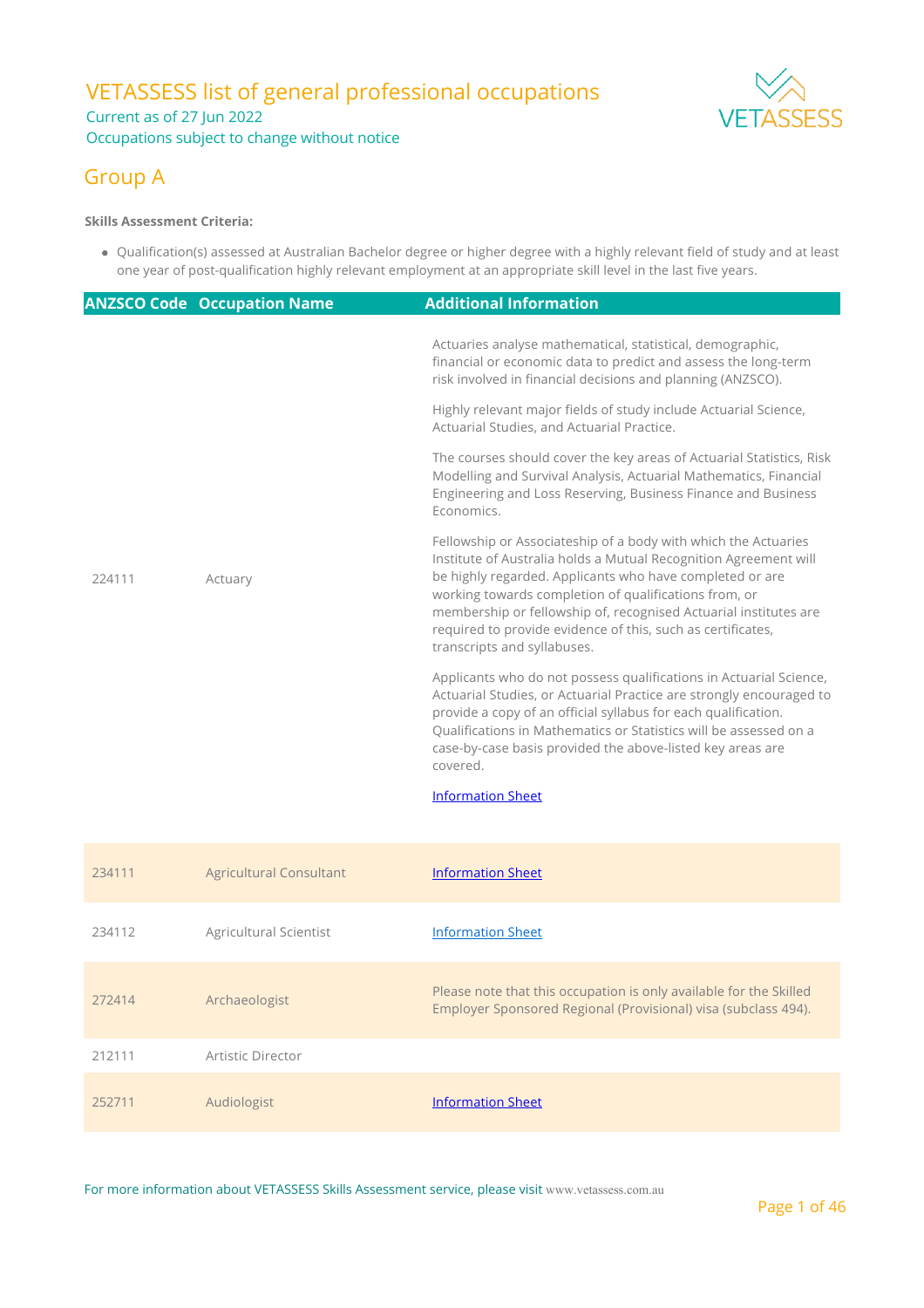// VETASSESS list of general professional occupations

# VETASSESS list of general professional occupations

Current as of 27 Jun 2022

Occupations subject to change without notice

## Group A

**Skills Assessment Criteria:**

- Qualification(s) assessed at Australian Bachelor degree or higher degree with a highly relevant field of study and at least one year of post-qualification highly relevant employment at an appropriate skill level in the last five years.

| ANZSCO Code | Occupation Name | Additional Information |
|---|---|---|
| 224111 | Actuary | Actuaries analyse mathematical, statistical, demographic, financial or economic data to predict and assess the long-term risk involved in financial decisions and planning (ANZSCO).<br><br>Highly relevant major fields of study include Actuarial Science, Actuarial Studies, and Actuarial Practice.<br><br>The courses should cover the key areas of Actuarial Statistics, Risk Modelling and Survival Analysis, Actuarial Mathematics, Financial Engineering and Loss Reserving, Business Finance and Business Economics.<br><br>Fellowship or Associateship of a body with which the Actuaries Institute of Australia holds a Mutual Recognition Agreement will be highly regarded. Applicants who have completed or are working towards completion of qualifications from, or membership or fellowship of, recognised Actuarial institutes are required to provide evidence of this, such as certificates, transcripts and syllabuses.<br><br>Applicants who do not possess qualifications in Actuarial Science, Actuarial Studies, or Actuarial Practice are strongly encouraged to provide a copy of an official syllabus for each qualification. Qualifications in Mathematics or Statistics will be assessed on a case-by-case basis provided the above-listed key areas are covered.<br><br>Information Sheet |
| 234111 | Agricultural Consultant | Information Sheet |
| 234112 | Agricultural Scientist | Information Sheet |
| 272414 | Archaeologist | Please note that this occupation is only available for the Skilled Employer Sponsored Regional (Provisional) visa (subclass 494). |
| 212111 | Artistic Director | |
| 252711 | Audiologist | Information Sheet |

For more information about VETASSESS Skills Assessment service, please visit www.vetassess.com.au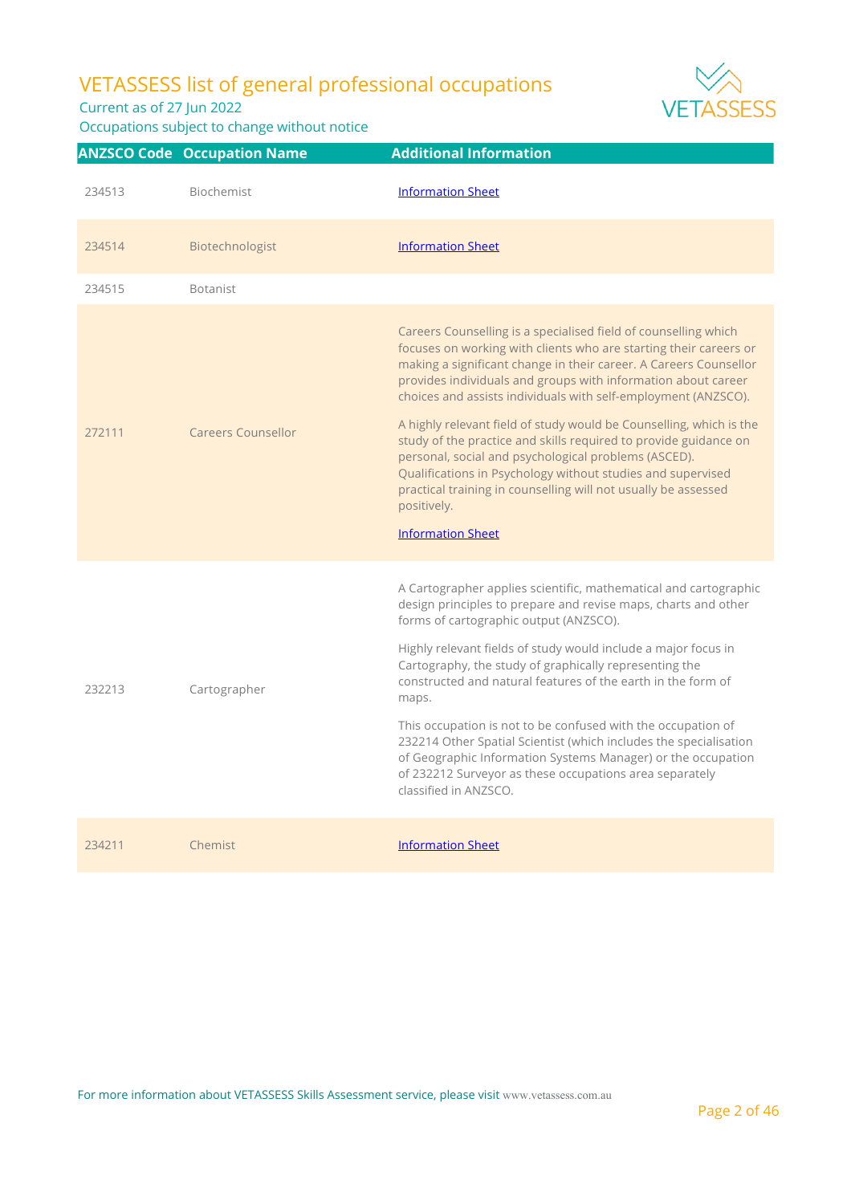# VETASSESS list of general professional occupations

Current as of 27 Jun 2022

Occupations subject to change without notice

| ANZSCO Code | Occupation Name | Additional Information |
|---|---|---|
| 234513 | Biochemist | Information Sheet |
| 234514 | Biotechnologist | Information Sheet |
| 234515 | Botanist | |
| 272111 | Careers Counsellor | Careers Counselling is a specialised field of counselling which focuses on working with clients who are starting their careers or making a significant change in their career. A Careers Counsellor provides individuals and groups with information about career choices and assists individuals with self-employment (ANZSCO).<br><br>A highly relevant field of study would be Counselling, which is the study of the practice and skills required to provide guidance on personal, social and psychological problems (ASCED). Qualifications in Psychology without studies and supervised practical training in counselling will not usually be assessed positively.<br><br>Information Sheet |
| 232213 | Cartographer | A Cartographer applies scientific, mathematical and cartographic design principles to prepare and revise maps, charts and other forms of cartographic output (ANZSCO).<br><br>Highly relevant fields of study would include a major focus in Cartography, the study of graphically representing the constructed and natural features of the earth in the form of maps.<br><br>This occupation is not to be confused with the occupation of 232214 Other Spatial Scientist (which includes the specialisation of Geographic Information Systems Manager) or the occupation of 232212 Surveyor as these occupations area separately classified in ANZSCO. |
| 234211 | Chemist | Information Sheet |

For more information about VETASSESS Skills Assessment service, please visit www.vetassess.com.au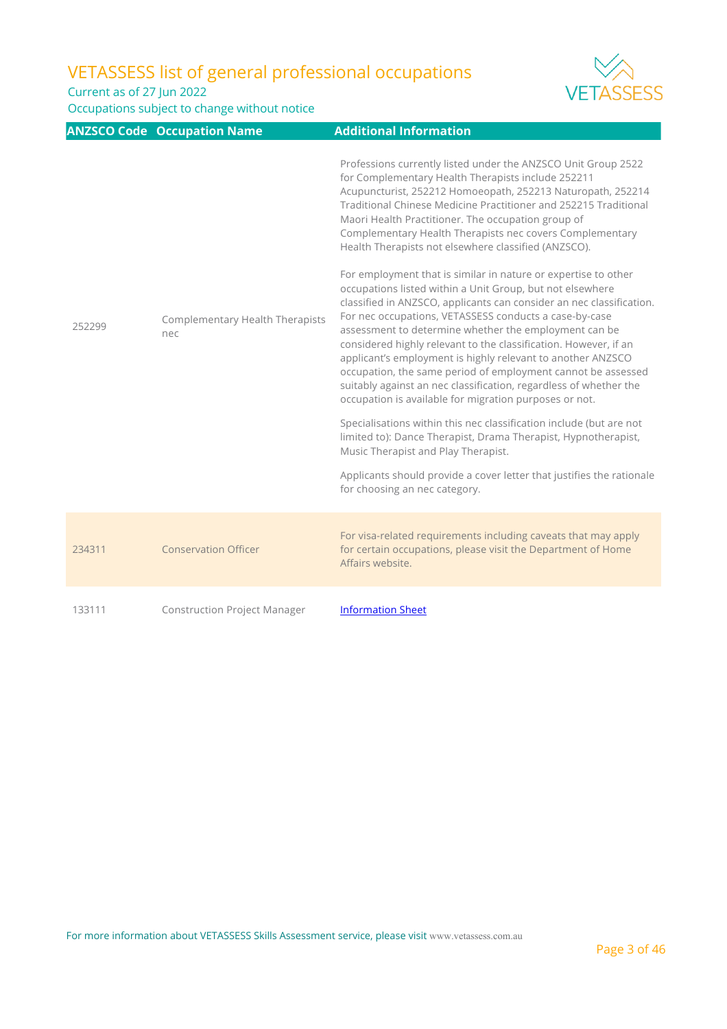| ANZSCO Code | Occupation Name | Additional Information |
|---|---|---|
| 252299 | Complementary Health Therapists nec | Professions currently listed under the ANZSCO Unit Group 2522 for Complementary Health Therapists include 252211 Acupuncturist, 252212 Homoeopath, 252213 Naturopath, 252214 Traditional Chinese Medicine Practitioner and 252215 Traditional Maori Health Practitioner. The occupation group of Complementary Health Therapists nec covers Complementary Health Therapists not elsewhere classified (ANZSCO).<br><br>For employment that is similar in nature or expertise to other occupations listed within a Unit Group, but not elsewhere classified in ANZSCO, applicants can consider an nec classification. For nec occupations, VETASSESS conducts a case-by-case assessment to determine whether the employment can be considered highly relevant to the classification. However, if an applicant's employment is highly relevant to another ANZSCO occupation, the same period of employment cannot be assessed suitably against an nec classification, regardless of whether the occupation is available for migration purposes or not.<br><br>Specialisations within this nec classification include (but are not limited to): Dance Therapist, Drama Therapist, Hypnotherapist, Music Therapist and Play Therapist.<br><br>Applicants should provide a cover letter that justifies the rationale for choosing an nec category. |
| 234311 | Conservation Officer | For visa-related requirements including caveats that may apply for certain occupations, please visit the Department of Home Affairs website. |
| 133111 | Construction Project Manager | Information Sheet |

For more information about VETASSESS Skills Assessment service, please visit www.vetassess.com.au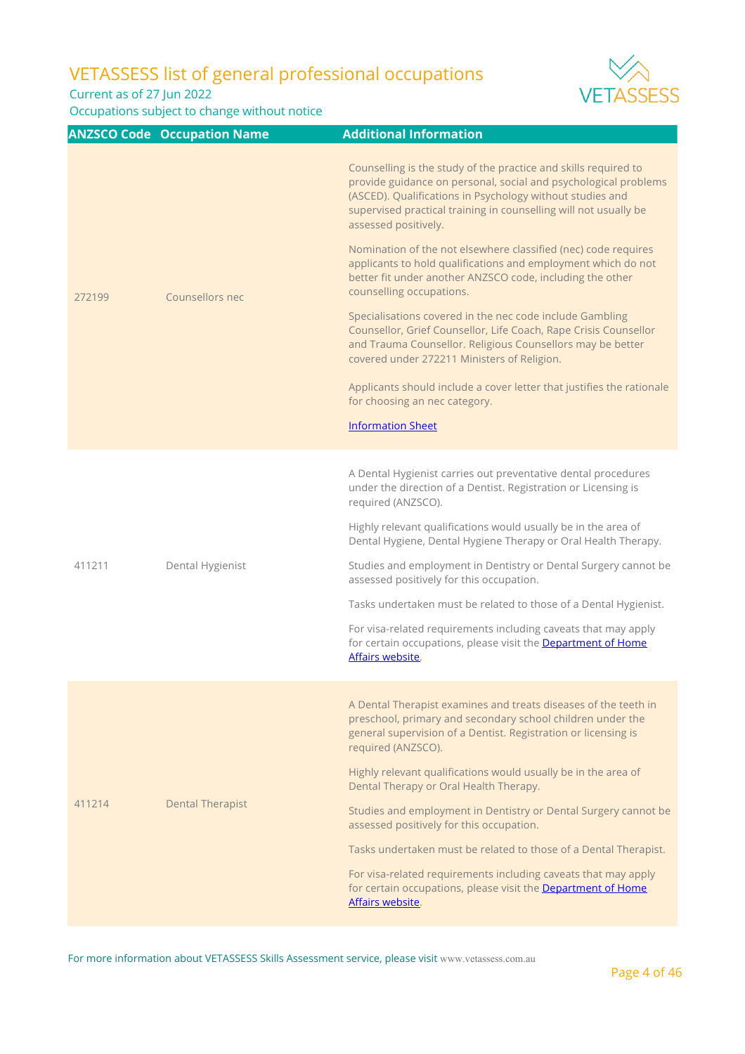| ANZSCO Code | Occupation Name | Additional Information |
| --- | --- | --- |
| 272199 | Counsellors nec | Counselling is the study of the practice and skills required to provide guidance on personal, social and psychological problems (ASCED). Qualifications in Psychology without studies and supervised practical training in counselling will not usually be assessed positively.<br><br>Nomination of the not elsewhere classified (nec) code requires applicants to hold qualifications and employment which do not better fit under another ANZSCO code, including the other counselling occupations.<br><br>Specialisations covered in the nec code include Gambling Counsellor, Grief Counsellor, Life Coach, Rape Crisis Counsellor and Trauma Counsellor. Religious Counsellors may be better covered under 272211 Ministers of Religion.<br><br>Applicants should include a cover letter that justifies the rationale for choosing an nec category.<br><br>Information Sheet |
| 411211 | Dental Hygienist | A Dental Hygienist carries out preventative dental procedures under the direction of a Dentist. Registration or Licensing is required (ANZSCO).<br><br>Highly relevant qualifications would usually be in the area of Dental Hygiene, Dental Hygiene Therapy or Oral Health Therapy.<br><br>Studies and employment in Dentistry or Dental Surgery cannot be assessed positively for this occupation.<br><br>Tasks undertaken must be related to those of a Dental Hygienist.<br><br>For visa-related requirements including caveats that may apply for certain occupations, please visit the Department of Home Affairs website. |
| 411214 | Dental Therapist | A Dental Therapist examines and treats diseases of the teeth in preschool, primary and secondary school children under the general supervision of a Dentist. Registration or licensing is required (ANZSCO).<br><br>Highly relevant qualifications would usually be in the area of Dental Therapy or Oral Health Therapy.<br><br>Studies and employment in Dentistry or Dental Surgery cannot be assessed positively for this occupation.<br><br>Tasks undertaken must be related to those of a Dental Therapist.<br><br>For visa-related requirements including caveats that may apply for certain occupations, please visit the Department of Home Affairs website. |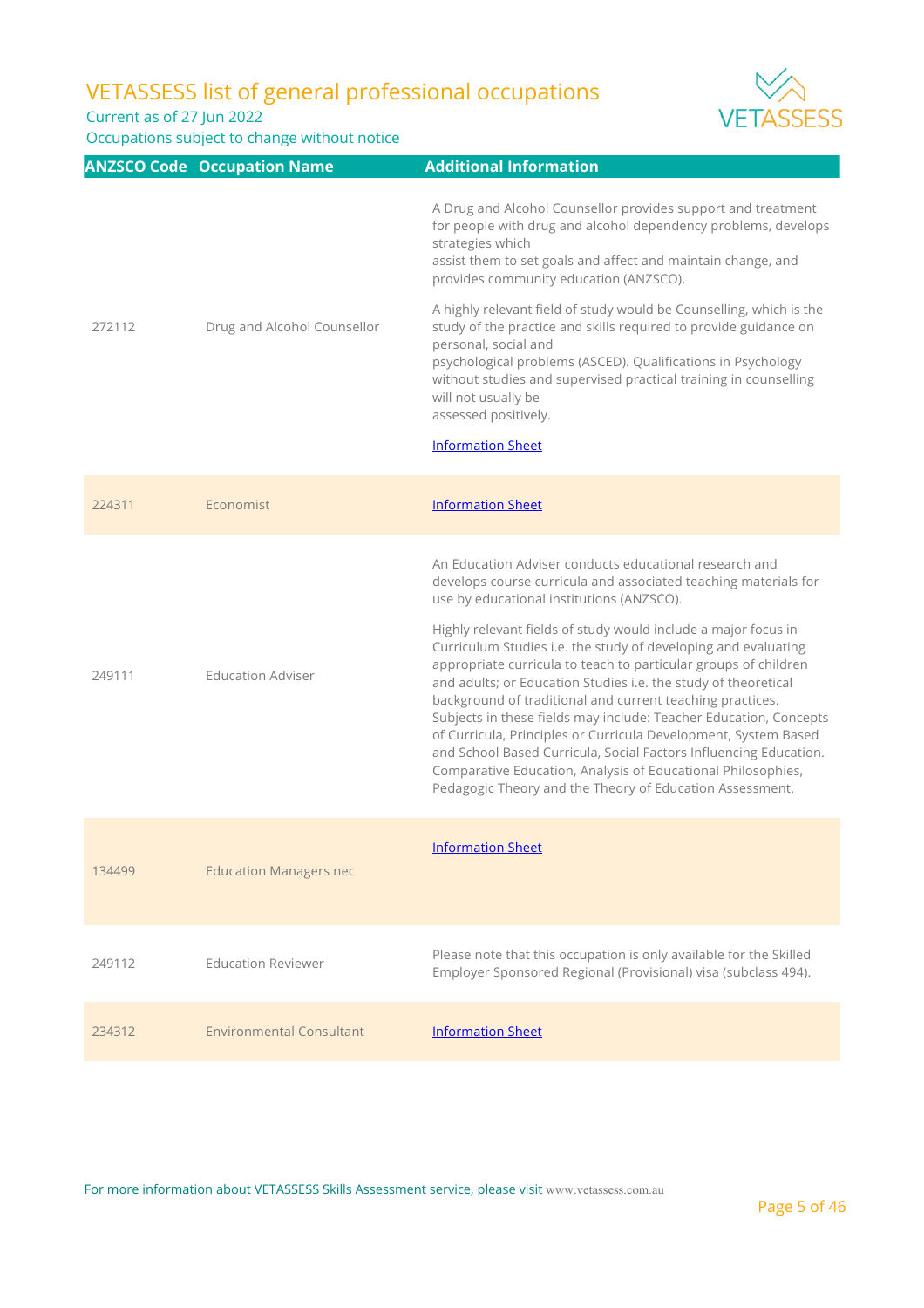# VETASSESS list of general professional occupations

Current as of 27 Jun 2022

Occupations subject to change without notice

| ANZSCO Code | Occupation Name | Additional Information |
| --- | --- | --- |
| 272112 | Drug and Alcohol Counsellor | A Drug and Alcohol Counsellor provides support and treatment for people with drug and alcohol dependency problems, develops strategies which assist them to set goals and affect and maintain change, and provides community education (ANZSCO).<br><br>A highly relevant field of study would be Counselling, which is the study of the practice and skills required to provide guidance on personal, social and psychological problems (ASCED). Qualifications in Psychology without studies and supervised practical training in counselling will not usually be assessed positively.<br><br>Information Sheet |
| 224311 | Economist | Information Sheet |
| 249111 | Education Adviser | An Education Adviser conducts educational research and develops course curricula and associated teaching materials for use by educational institutions (ANZSCO).<br><br>Highly relevant fields of study would include a major focus in Curriculum Studies i.e. the study of developing and evaluating appropriate curricula to teach to particular groups of children and adults; or Education Studies i.e. the study of theoretical background of traditional and current teaching practices. Subjects in these fields may include: Teacher Education, Concepts of Curricula, Principles or Curricula Development, System Based and School Based Curricula, Social Factors Influencing Education. Comparative Education, Analysis of Educational Philosophies, Pedagogic Theory and the Theory of Education Assessment. |
| 134499 | Education Managers nec | Information Sheet |
| 249112 | Education Reviewer | Please note that this occupation is only available for the Skilled Employer Sponsored Regional (Provisional) visa (subclass 494). |
| 234312 | Environmental Consultant | Information Sheet |

For more information about VETASSESS Skills Assessment service, please visit www.vetassess.com.au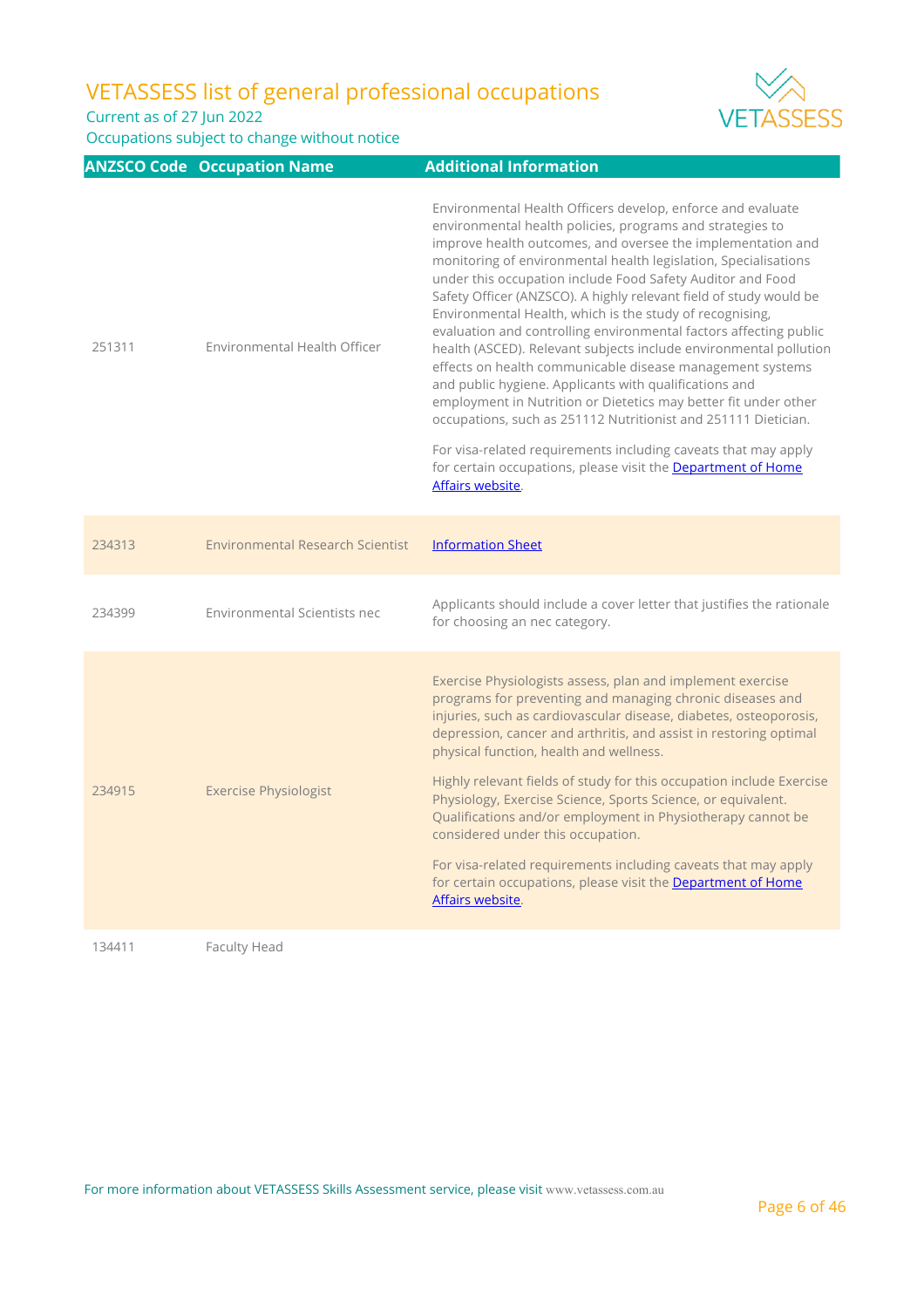# VETASSESS list of general professional occupations

Current as of 27 Jun 2022

Occupations subject to change without notice

| ANZSCO Code | Occupation Name | Additional Information |
|---|---|---|
| 251311 | Environmental Health Officer | Environmental Health Officers develop, enforce and evaluate environmental health policies, programs and strategies to improve health outcomes, and oversee the implementation and monitoring of environmental health legislation, Specialisations under this occupation include Food Safety Auditor and Food Safety Officer (ANZSCO). A highly relevant field of study would be Environmental Health, which is the study of recognising, evaluation and controlling environmental factors affecting public health (ASCED). Relevant subjects include environmental pollution effects on health communicable disease management systems and public hygiene. Applicants with qualifications and employment in Nutrition or Dietetics may better fit under other occupations, such as 251112 Nutritionist and 251111 Dietician.<br><br>For visa-related requirements including caveats that may apply for certain occupations, please visit the Department of Home Affairs website. |
| 234313 | Environmental Research Scientist | Information Sheet |
| 234399 | Environmental Scientists nec | Applicants should include a cover letter that justifies the rationale for choosing an nec category. |
| 234915 | Exercise Physiologist | Exercise Physiologists assess, plan and implement exercise programs for preventing and managing chronic diseases and injuries, such as cardiovascular disease, diabetes, osteoporosis, depression, cancer and arthritis, and assist in restoring optimal physical function, health and wellness.<br><br>Highly relevant fields of study for this occupation include Exercise Physiology, Exercise Science, Sports Science, or equivalent. Qualifications and/or employment in Physiotherapy cannot be considered under this occupation.<br><br>For visa-related requirements including caveats that may apply for certain occupations, please visit the Department of Home Affairs website. |
| 134411 | Faculty Head | |

For more information about VETASSESS Skills Assessment service, please visit www.vetassess.com.au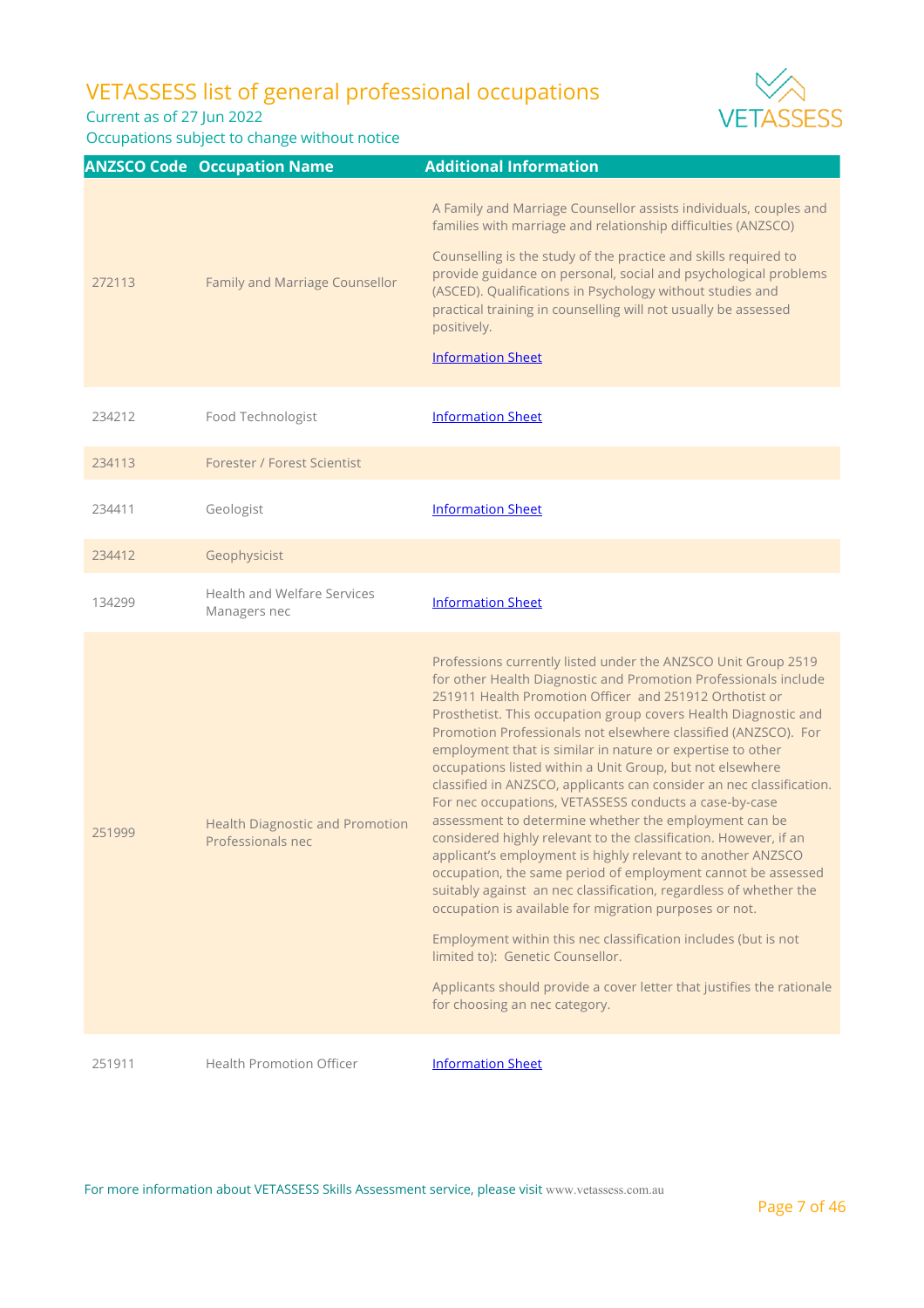# VETASSESS list of general professional occupations

Current as of 27 Jun 2022

Occupations subject to change without notice

| ANZSCO Code | Occupation Name | Additional Information |
|---|---|---|
| 272113 | Family and Marriage Counsellor | A Family and Marriage Counsellor assists individuals, couples and families with marriage and relationship difficulties (ANZSCO)<br><br>Counselling is the study of the practice and skills required to provide guidance on personal, social and psychological problems (ASCED). Qualifications in Psychology without studies and practical training in counselling will not usually be assessed positively.<br><br>Information Sheet |
| 234212 | Food Technologist | Information Sheet |
| 234113 | Forester / Forest Scientist | |
| 234411 | Geologist | Information Sheet |
| 234412 | Geophysicist | |
| 134299 | Health and Welfare Services Managers nec | Information Sheet |
| 251999 | Health Diagnostic and Promotion Professionals nec | Professions currently listed under the ANZSCO Unit Group 2519 for other Health Diagnostic and Promotion Professionals include 251911 Health Promotion Officer and 251912 Orthotist or Prosthetist. This occupation group covers Health Diagnostic and Promotion Professionals not elsewhere classified (ANZSCO). For employment that is similar in nature or expertise to other occupations listed within a Unit Group, but not elsewhere classified in ANZSCO, applicants can consider an nec classification. For nec occupations, VETASSESS conducts a case-by-case assessment to determine whether the employment can be considered highly relevant to the classification. However, if an applicant's employment is highly relevant to another ANZSCO occupation, the same period of employment cannot be assessed suitably against an nec classification, regardless of whether the occupation is available for migration purposes or not.<br><br>Employment within this nec classification includes (but is not limited to): Genetic Counsellor.<br><br>Applicants should provide a cover letter that justifies the rationale for choosing an nec category. |
| 251911 | Health Promotion Officer | Information Sheet |

For more information about VETASSESS Skills Assessment service, please visit www.vetassess.com.au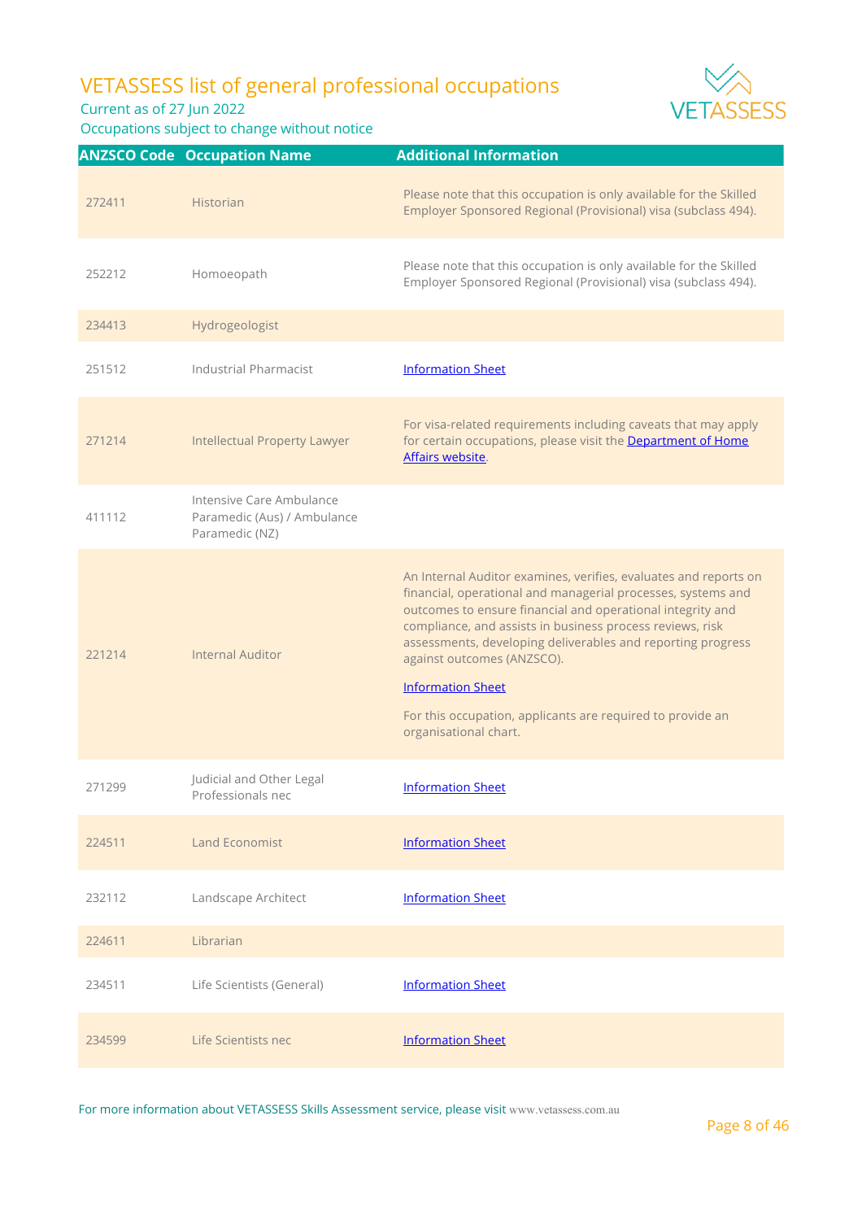# VETASSESS list of general professional occupations

Current as of 27 Jun 2022

Occupations subject to change without notice

| ANZSCO Code | Occupation Name | Additional Information |
|---|---|---|
| 272411 | Historian | Please note that this occupation is only available for the Skilled Employer Sponsored Regional (Provisional) visa (subclass 494). |
| 252212 | Homoeopath | Please note that this occupation is only available for the Skilled Employer Sponsored Regional (Provisional) visa (subclass 494). |
| 234413 | Hydrogeologist | |
| 251512 | Industrial Pharmacist | Information Sheet |
| 271214 | Intellectual Property Lawyer | For visa-related requirements including caveats that may apply for certain occupations, please visit the Department of Home Affairs website. |
| 411112 | Intensive Care Ambulance Paramedic (Aus) / Ambulance Paramedic (NZ) | |
| 221214 | Internal Auditor | An Internal Auditor examines, verifies, evaluates and reports on financial, operational and managerial processes, systems and outcomes to ensure financial and operational integrity and compliance, and assists in business process reviews, risk assessments, developing deliverables and reporting progress against outcomes (ANZSCO). Information Sheet For this occupation, applicants are required to provide an organisational chart. |
| 271299 | Judicial and Other Legal Professionals nec | Information Sheet |
| 224511 | Land Economist | Information Sheet |
| 232112 | Landscape Architect | Information Sheet |
| 224611 | Librarian | |
| 234511 | Life Scientists (General) | Information Sheet |
| 234599 | Life Scientists nec | Information Sheet |

For more information about VETASSESS Skills Assessment service, please visit www.vetassess.com.au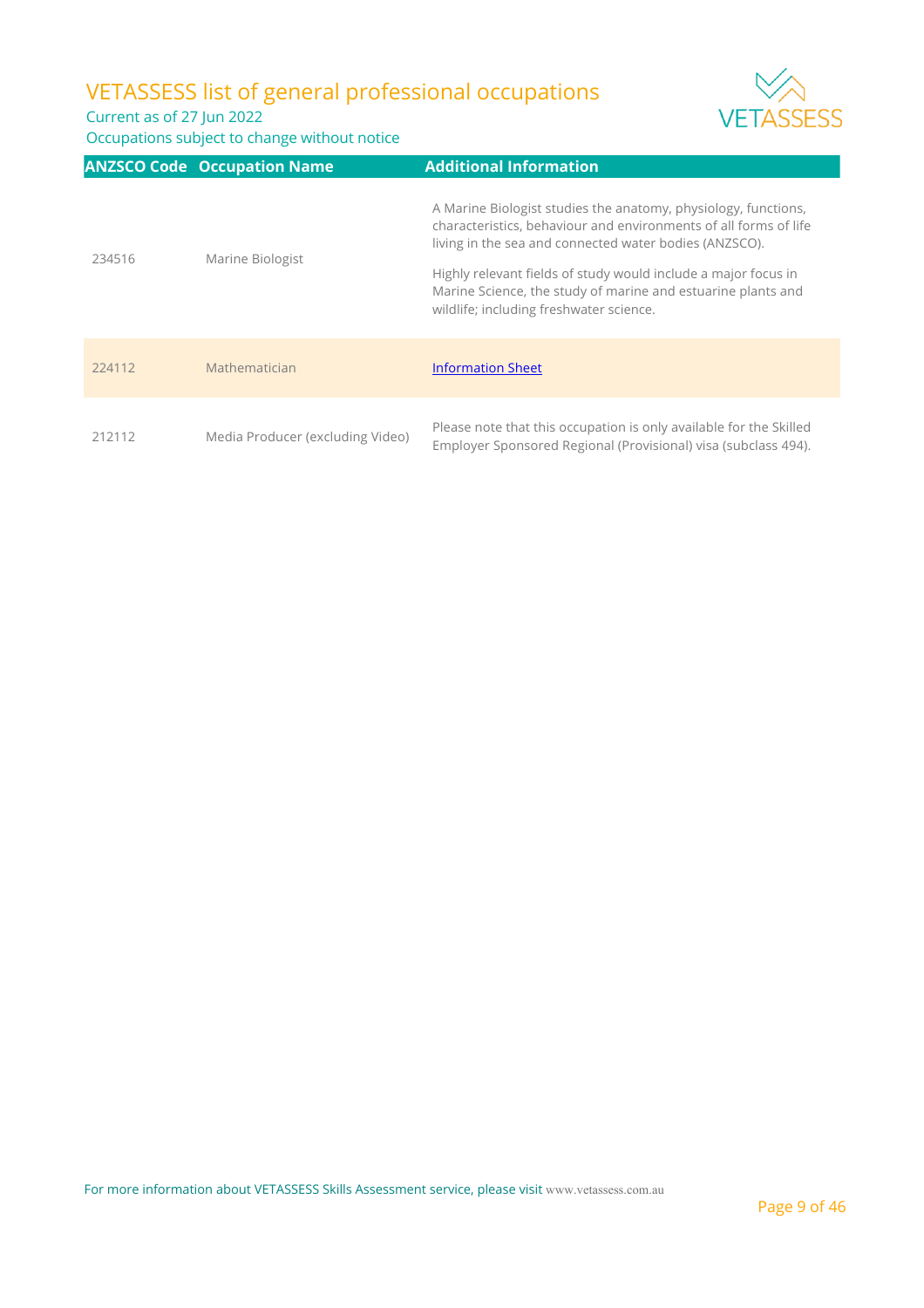| ANZSCO Code | Occupation Name | Additional Information |
| --- | --- | --- |
| 234516 | Marine Biologist | A Marine Biologist studies the anatomy, physiology, functions, characteristics, behaviour and environments of all forms of life living in the sea and connected water bodies (ANZSCO).<br><br>Highly relevant fields of study would include a major focus in Marine Science, the study of marine and estuarine plants and wildlife; including freshwater science. |
| 224112 | Mathematician | Information Sheet |
| 212112 | Media Producer (excluding Video) | Please note that this occupation is only available for the Skilled Employer Sponsored Regional (Provisional) visa (subclass 494). |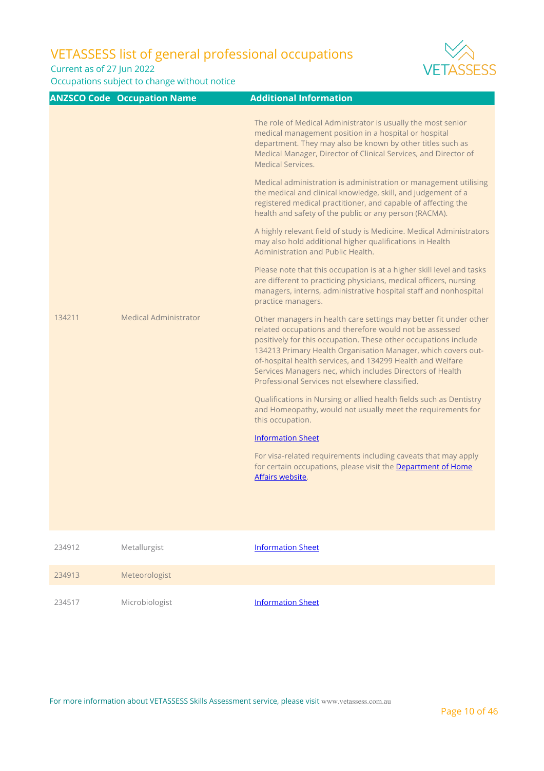# VETASSESS list of general professional occupations

Current as of 27 Jun 2022

Occupations subject to change without notice

| ANZSCO Code | Occupation Name | Additional Information |
|---|---|---|
| 134211 | Medical Administrator | The role of Medical Administrator is usually the most senior medical management position in a hospital or hospital department. They may also be known by other titles such as Medical Manager, Director of Clinical Services, and Director of Medical Services.<br><br>Medical administration is administration or management utilising the medical and clinical knowledge, skill, and judgement of a registered medical practitioner, and capable of affecting the health and safety of the public or any person (RACMA).<br><br>A highly relevant field of study is Medicine. Medical Administrators may also hold additional higher qualifications in Health Administration and Public Health.<br><br>Please note that this occupation is at a higher skill level and tasks are different to practicing physicians, medical officers, nursing managers, interns, administrative hospital staff and nonhospital practice managers.<br><br>Other managers in health care settings may better fit under other related occupations and therefore would not be assessed positively for this occupation. These other occupations include 134213 Primary Health Organisation Manager, which covers out-of-hospital health services, and 134299 Health and Welfare Services Managers nec, which includes Directors of Health Professional Services not elsewhere classified.<br><br>Qualifications in Nursing or allied health fields such as Dentistry and Homeopathy, would not usually meet the requirements for this occupation.<br><br>Information Sheet<br><br>For visa-related requirements including caveats that may apply for certain occupations, please visit the Department of Home Affairs website. |
| 234912 | Metallurgist | Information Sheet |
| 234913 | Meteorologist | |
| 234517 | Microbiologist | Information Sheet |

For more information about VETASSESS Skills Assessment service, please visit www.vetassess.com.au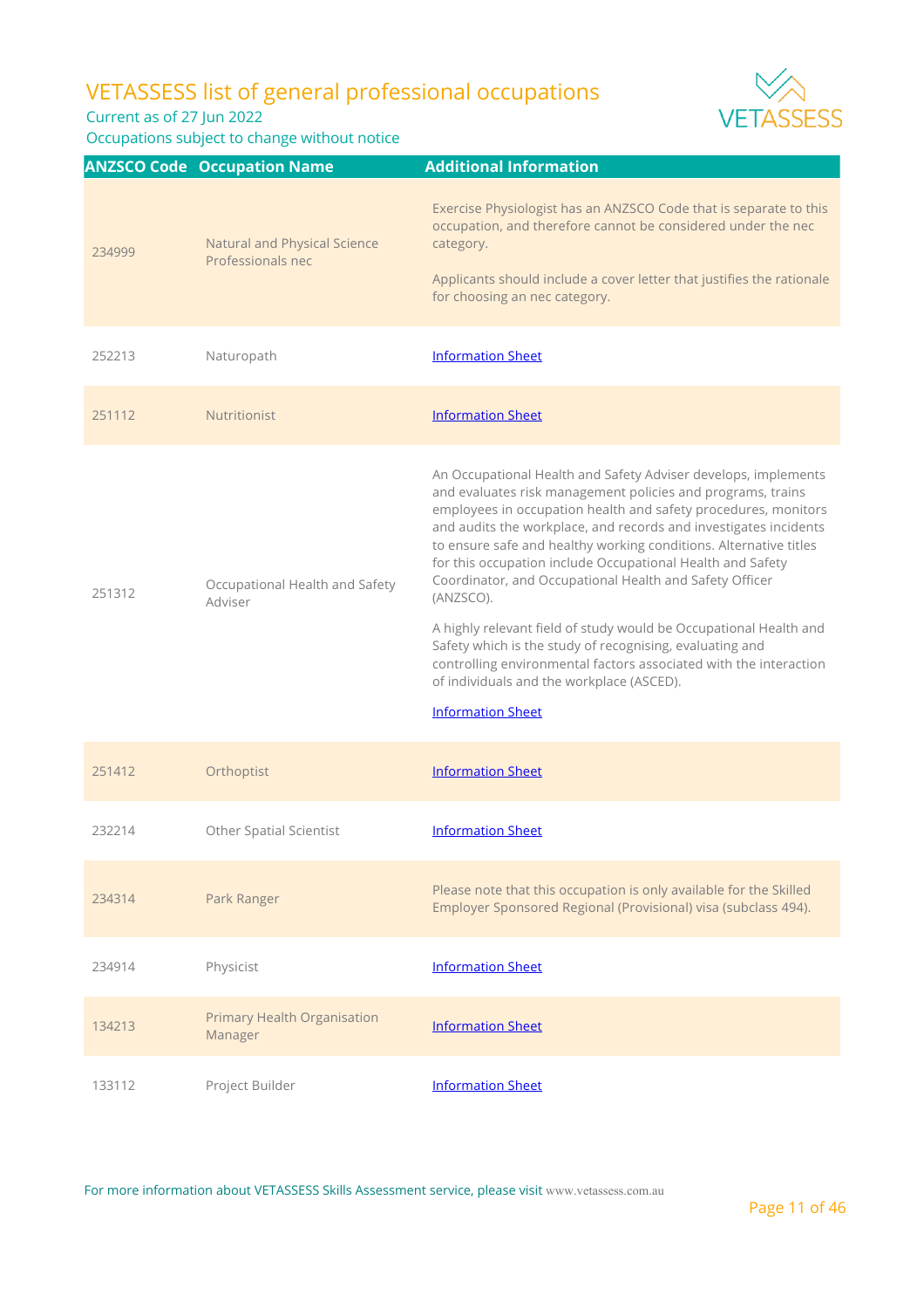# VETASSESS list of general professional occupations

Current as of 27 Jun 2022

Occupations subject to change without notice

| ANZSCO Code | Occupation Name | Additional Information |
|---|---|---|
| 234999 | Natural and Physical Science Professionals nec | Exercise Physiologist has an ANZSCO Code that is separate to this occupation, and therefore cannot be considered under the nec category.<br><br>Applicants should include a cover letter that justifies the rationale for choosing an nec category. |
| 252213 | Naturopath | Information Sheet |
| 251112 | Nutritionist | Information Sheet |
| 251312 | Occupational Health and Safety Adviser | An Occupational Health and Safety Adviser develops, implements and evaluates risk management policies and programs, trains employees in occupation health and safety procedures, monitors and audits the workplace, and records and investigates incidents to ensure safe and healthy working conditions. Alternative titles for this occupation include Occupational Health and Safety Coordinator, and Occupational Health and Safety Officer (ANZSCO).<br><br>A highly relevant field of study would be Occupational Health and Safety which is the study of recognising, evaluating and controlling environmental factors associated with the interaction of individuals and the workplace (ASCED).<br><br>Information Sheet |
| 251412 | Orthoptist | Information Sheet |
| 232214 | Other Spatial Scientist | Information Sheet |
| 234314 | Park Ranger | Please note that this occupation is only available for the Skilled Employer Sponsored Regional (Provisional) visa (subclass 494). |
| 234914 | Physicist | Information Sheet |
| 134213 | Primary Health Organisation Manager | Information Sheet |
| 133112 | Project Builder | Information Sheet |

For more information about VETASSESS Skills Assessment service, please visit www.vetassess.com.au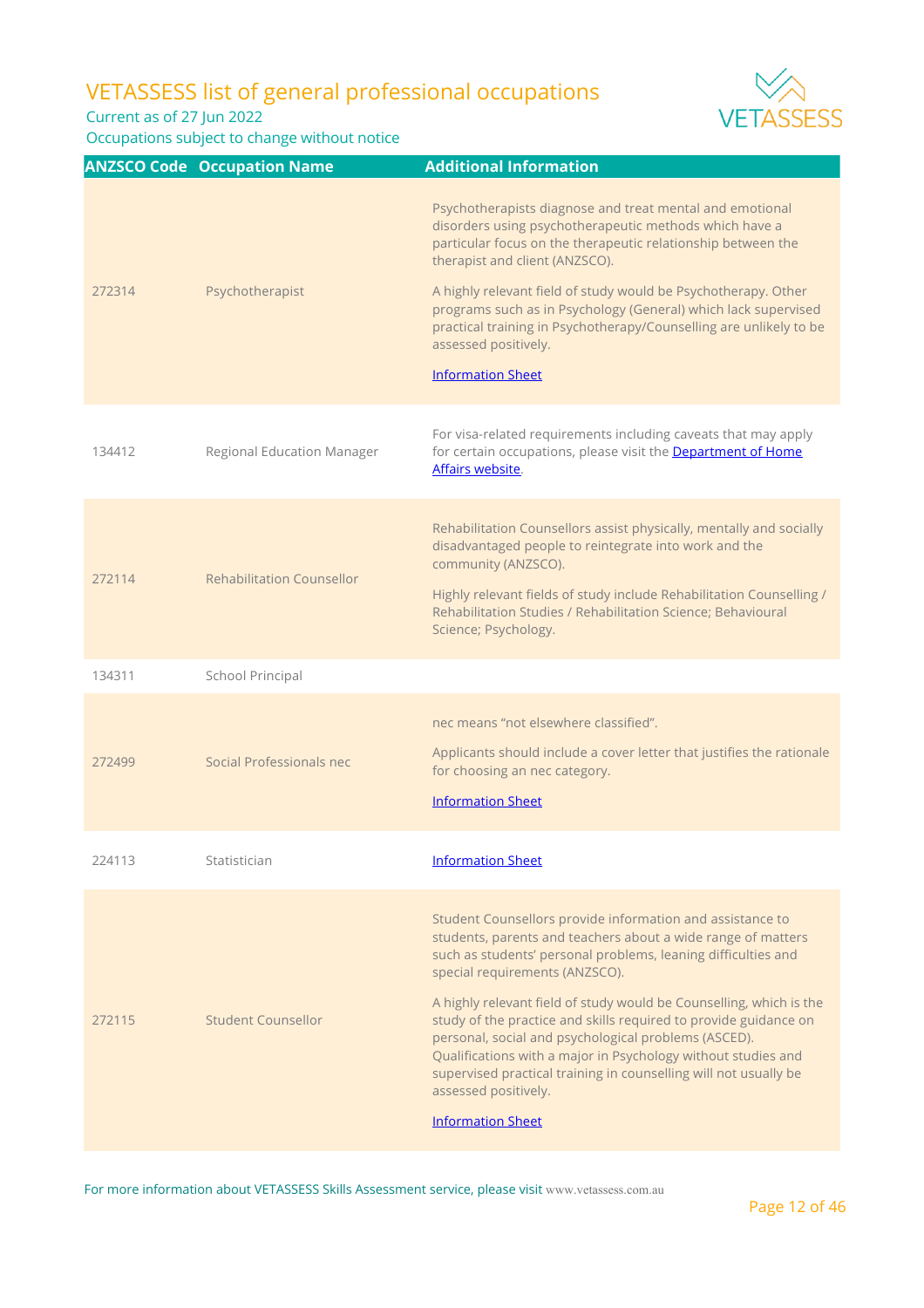# VETASSESS list of general professional occupations

Current as of 27 Jun 2022

Occupations subject to change without notice

| ANZSCO Code | Occupation Name | Additional Information |
| --- | --- | --- |
| 272314 | Psychotherapist | Psychotherapists diagnose and treat mental and emotional disorders using psychotherapeutic methods which have a particular focus on the therapeutic relationship between the therapist and client (ANZSCO).<br><br>A highly relevant field of study would be Psychotherapy. Other programs such as in Psychology (General) which lack supervised practical training in Psychotherapy/Counselling are unlikely to be assessed positively.<br><br>Information Sheet |
| 134412 | Regional Education Manager | For visa-related requirements including caveats that may apply for certain occupations, please visit the Department of Home Affairs website. |
| 272114 | Rehabilitation Counsellor | Rehabilitation Counsellors assist physically, mentally and socially disadvantaged people to reintegrate into work and the community (ANZSCO).<br><br>Highly relevant fields of study include Rehabilitation Counselling / Rehabilitation Studies / Rehabilitation Science; Behavioural Science; Psychology. |
| 134311 | School Principal | |
| 272499 | Social Professionals nec | nec means "not elsewhere classified".<br><br>Applicants should include a cover letter that justifies the rationale for choosing an nec category.<br><br>Information Sheet |
| 224113 | Statistician | Information Sheet |
| 272115 | Student Counsellor | Student Counsellors provide information and assistance to students, parents and teachers about a wide range of matters such as students' personal problems, leaning difficulties and special requirements (ANZSCO).<br><br>A highly relevant field of study would be Counselling, which is the study of the practice and skills required to provide guidance on personal, social and psychological problems (ASCED). Qualifications with a major in Psychology without studies and supervised practical training in counselling will not usually be assessed positively.<br><br>Information Sheet |

For more information about VETASSESS Skills Assessment service, please visit www.vetassess.com.au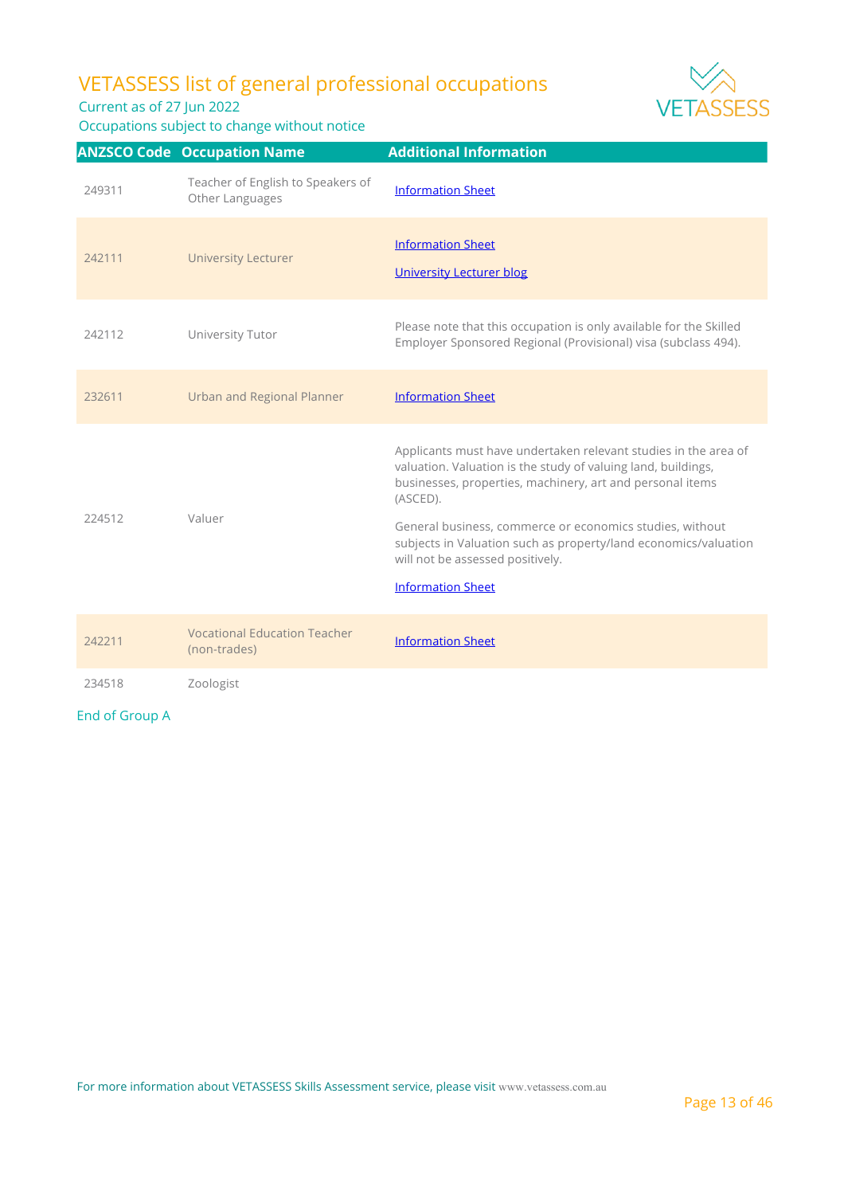# VETASSESS list of general professional occupations

Current as of 27 Jun 2022

Occupations subject to change without notice

| ANZSCO Code | Occupation Name | Additional Information |
|---|---|---|
| 249311 | Teacher of English to Speakers of Other Languages | Information Sheet |
| 242111 | University Lecturer | Information Sheet<br>University Lecturer blog |
| 242112 | University Tutor | Please note that this occupation is only available for the Skilled Employer Sponsored Regional (Provisional) visa (subclass 494). |
| 232611 | Urban and Regional Planner | Information Sheet |
| 224512 | Valuer | Applicants must have undertaken relevant studies in the area of valuation. Valuation is the study of valuing land, buildings, businesses, properties, machinery, art and personal items (ASCED).<br>General business, commerce or economics studies, without subjects in Valuation such as property/land economics/valuation will not be assessed positively.<br>Information Sheet |
| 242211 | Vocational Education Teacher (non-trades) | Information Sheet |
| 234518 | Zoologist | |

End of Group A

For more information about VETASSESS Skills Assessment service, please visit www.vetassess.com.au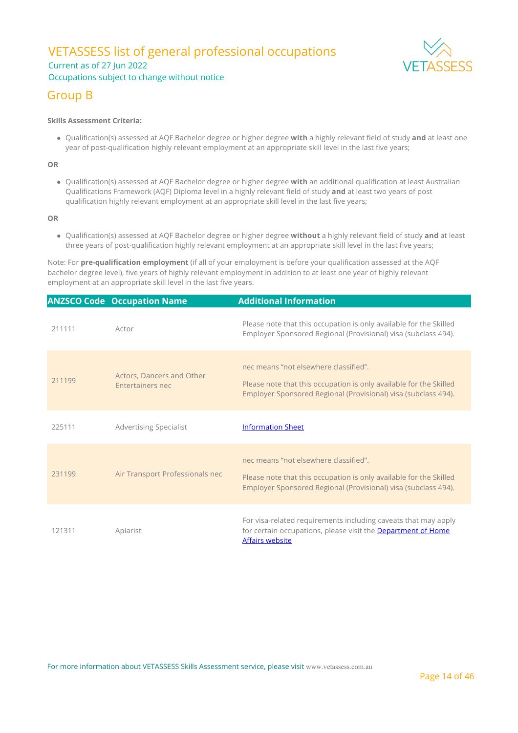# VETASSESS list of general professional occupations

Current as of 27 Jun 2022

Occupations subject to change without notice

## Group B

**Skills Assessment Criteria:**

- Qualification(s) assessed at AQF Bachelor degree or higher degree **with** a highly relevant field of study **and** at least one year of post-qualification highly relevant employment at an appropriate skill level in the last five years;

**OR**

- Qualification(s) assessed at AQF Bachelor degree or higher degree **with** an additional qualification at least Australian Qualifications Framework (AQF) Diploma level in a highly relevant field of study **and** at least two years of post qualification highly relevant employment at an appropriate skill level in the last five years;

**OR**

- Qualification(s) assessed at AQF Bachelor degree or higher degree **without** a highly relevant field of study **and** at least three years of post-qualification highly relevant employment at an appropriate skill level in the last five years;

Note: For **pre-qualification employment** (if all of your employment is before your qualification assessed at the AQF bachelor degree level), five years of highly relevant employment in addition to at least one year of highly relevant employment at an appropriate skill level in the last five years.

| ANZSCO Code | Occupation Name | Additional Information |
|---|---|---|
| 211111 | Actor | Please note that this occupation is only available for the Skilled Employer Sponsored Regional (Provisional) visa (subclass 494). |
| 211199 | Actors, Dancers and Other Entertainers nec | nec means "not elsewhere classified". Please note that this occupation is only available for the Skilled Employer Sponsored Regional (Provisional) visa (subclass 494). |
| 225111 | Advertising Specialist | Information Sheet |
| 231199 | Air Transport Professionals nec | nec means "not elsewhere classified". Please note that this occupation is only available for the Skilled Employer Sponsored Regional (Provisional) visa (subclass 494). |
| 121311 | Apiarist | For visa-related requirements including caveats that may apply for certain occupations, please visit the Department of Home Affairs website |

For more information about VETASSESS Skills Assessment service, please visit www.vetassess.com.au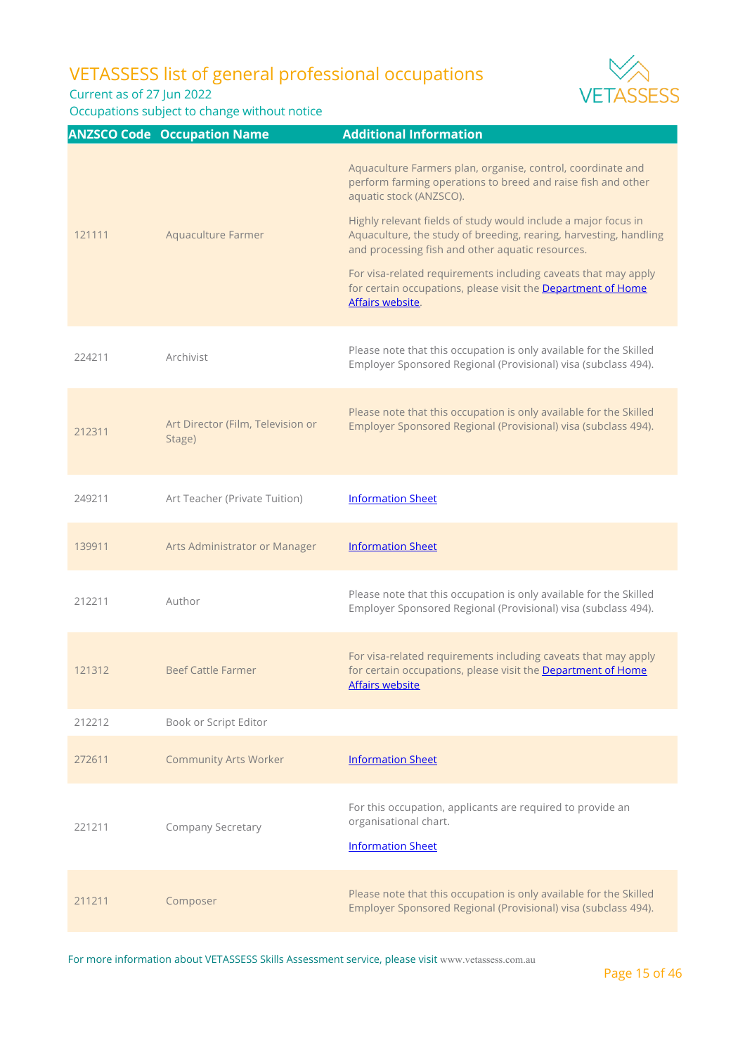# VETASSESS list of general professional occupations

Current as of 27 Jun 2022

Occupations subject to change without notice

| ANZSCO Code | Occupation Name | Additional Information |
|---|---|---|
| 121111 | Aquaculture Farmer | Aquaculture Farmers plan, organise, control, coordinate and perform farming operations to breed and raise fish and other aquatic stock (ANZSCO).<br><br>Highly relevant fields of study would include a major focus in Aquaculture, the study of breeding, rearing, harvesting, handling and processing fish and other aquatic resources.<br><br>For visa-related requirements including caveats that may apply for certain occupations, please visit the Department of Home Affairs website. |
| 224211 | Archivist | Please note that this occupation is only available for the Skilled Employer Sponsored Regional (Provisional) visa (subclass 494). |
| 212311 | Art Director (Film, Television or Stage) | Please note that this occupation is only available for the Skilled Employer Sponsored Regional (Provisional) visa (subclass 494). |
| 249211 | Art Teacher (Private Tuition) | Information Sheet |
| 139911 | Arts Administrator or Manager | Information Sheet |
| 212211 | Author | Please note that this occupation is only available for the Skilled Employer Sponsored Regional (Provisional) visa (subclass 494). |
| 121312 | Beef Cattle Farmer | For visa-related requirements including caveats that may apply for certain occupations, please visit the Department of Home Affairs website |
| 212212 | Book or Script Editor | |
| 272611 | Community Arts Worker | Information Sheet |
| 221211 | Company Secretary | For this occupation, applicants are required to provide an organisational chart.<br><br>Information Sheet |
| 211211 | Composer | Please note that this occupation is only available for the Skilled Employer Sponsored Regional (Provisional) visa (subclass 494). |

For more information about VETASSESS Skills Assessment service, please visit www.vetassess.com.au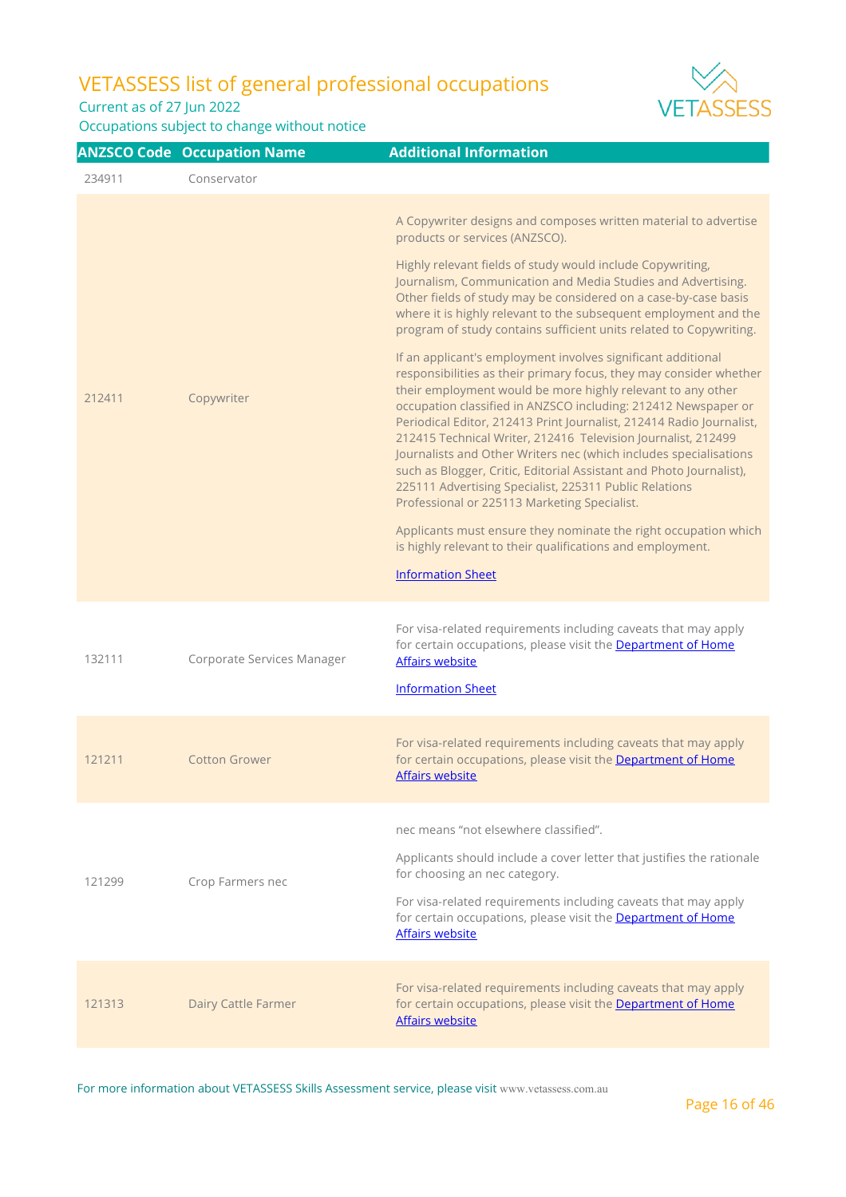| ANZSCO Code | Occupation Name | Additional Information |
|---|---|---|
| 234911 | Conservator | |
| 212411 | Copywriter | A Copywriter designs and composes written material to advertise products or services (ANZSCO).<br><br>Highly relevant fields of study would include Copywriting, Journalism, Communication and Media Studies and Advertising. Other fields of study may be considered on a case-by-case basis where it is highly relevant to the subsequent employment and the program of study contains sufficient units related to Copywriting.<br><br>If an applicant's employment involves significant additional responsibilities as their primary focus, they may consider whether their employment would be more highly relevant to any other occupation classified in ANZSCO including: 212412 Newspaper or Periodical Editor, 212413 Print Journalist, 212414 Radio Journalist, 212415 Technical Writer, 212416 Television Journalist, 212499 Journalists and Other Writers nec (which includes specialisations such as Blogger, Critic, Editorial Assistant and Photo Journalist), 225111 Advertising Specialist, 225311 Public Relations Professional or 225113 Marketing Specialist.<br><br>Applicants must ensure they nominate the right occupation which is highly relevant to their qualifications and employment.<br><br>Information Sheet |
| 132111 | Corporate Services Manager | For visa-related requirements including caveats that may apply for certain occupations, please visit the Department of Home Affairs website<br><br>Information Sheet |
| 121211 | Cotton Grower | For visa-related requirements including caveats that may apply for certain occupations, please visit the Department of Home Affairs website |
| 121299 | Crop Farmers nec | nec means "not elsewhere classified".<br><br>Applicants should include a cover letter that justifies the rationale for choosing an nec category.<br><br>For visa-related requirements including caveats that may apply for certain occupations, please visit the Department of Home Affairs website |
| 121313 | Dairy Cattle Farmer | For visa-related requirements including caveats that may apply for certain occupations, please visit the Department of Home Affairs website |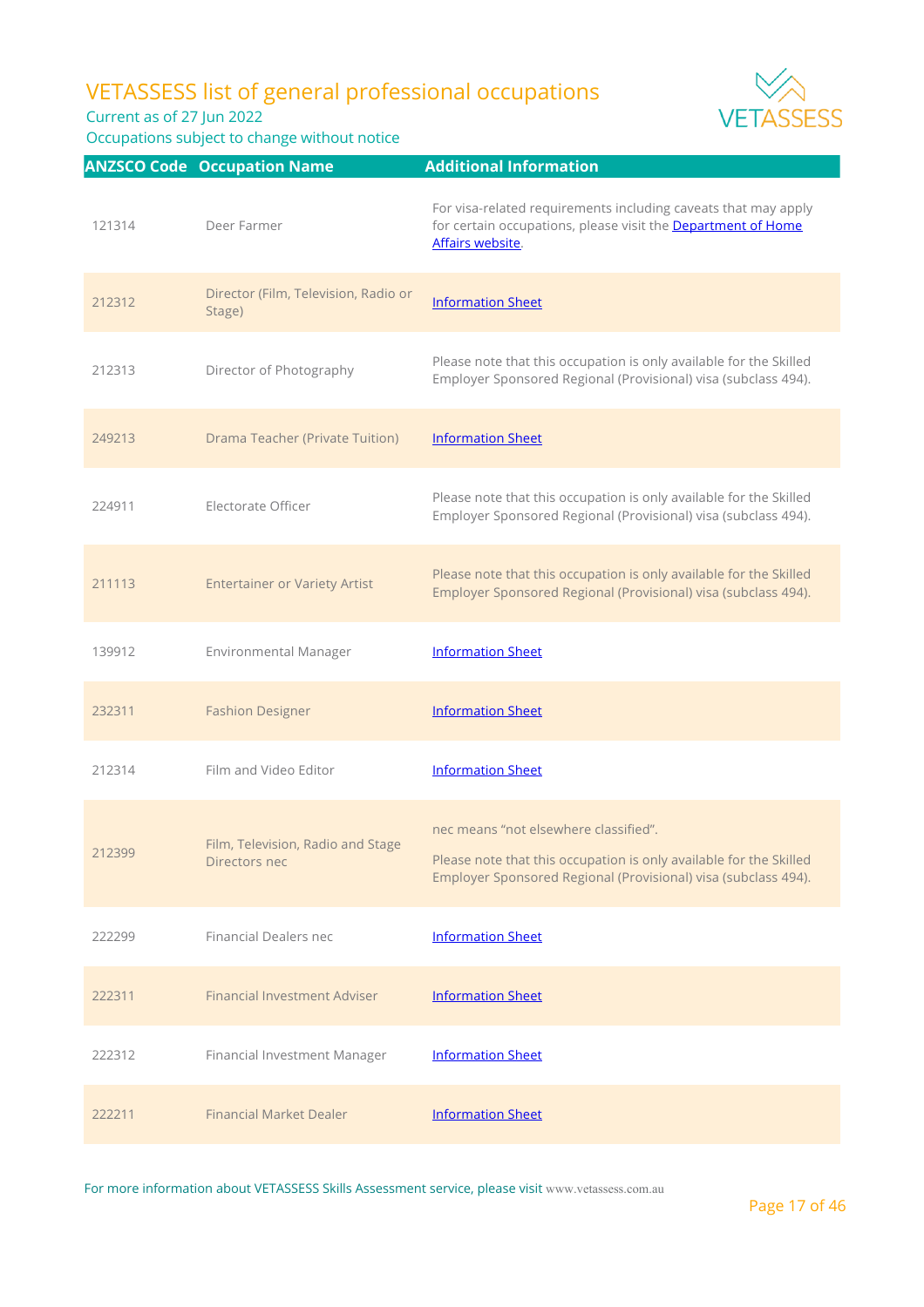# VETASSESS list of general professional occupations

Current as of 27 Jun 2022

Occupations subject to change without notice

| ANZSCO Code | Occupation Name | Additional Information |
|---|---|---|
| 121314 | Deer Farmer | For visa-related requirements including caveats that may apply for certain occupations, please visit the Department of Home Affairs website. |
| 212312 | Director (Film, Television, Radio or Stage) | Information Sheet |
| 212313 | Director of Photography | Please note that this occupation is only available for the Skilled Employer Sponsored Regional (Provisional) visa (subclass 494). |
| 249213 | Drama Teacher (Private Tuition) | Information Sheet |
| 224911 | Electorate Officer | Please note that this occupation is only available for the Skilled Employer Sponsored Regional (Provisional) visa (subclass 494). |
| 211113 | Entertainer or Variety Artist | Please note that this occupation is only available for the Skilled Employer Sponsored Regional (Provisional) visa (subclass 494). |
| 139912 | Environmental Manager | Information Sheet |
| 232311 | Fashion Designer | Information Sheet |
| 212314 | Film and Video Editor | Information Sheet |
| 212399 | Film, Television, Radio and Stage Directors nec | nec means "not elsewhere classified". Please note that this occupation is only available for the Skilled Employer Sponsored Regional (Provisional) visa (subclass 494). |
| 222299 | Financial Dealers nec | Information Sheet |
| 222311 | Financial Investment Adviser | Information Sheet |
| 222312 | Financial Investment Manager | Information Sheet |
| 222211 | Financial Market Dealer | Information Sheet |

For more information about VETASSESS Skills Assessment service, please visit www.vetassess.com.au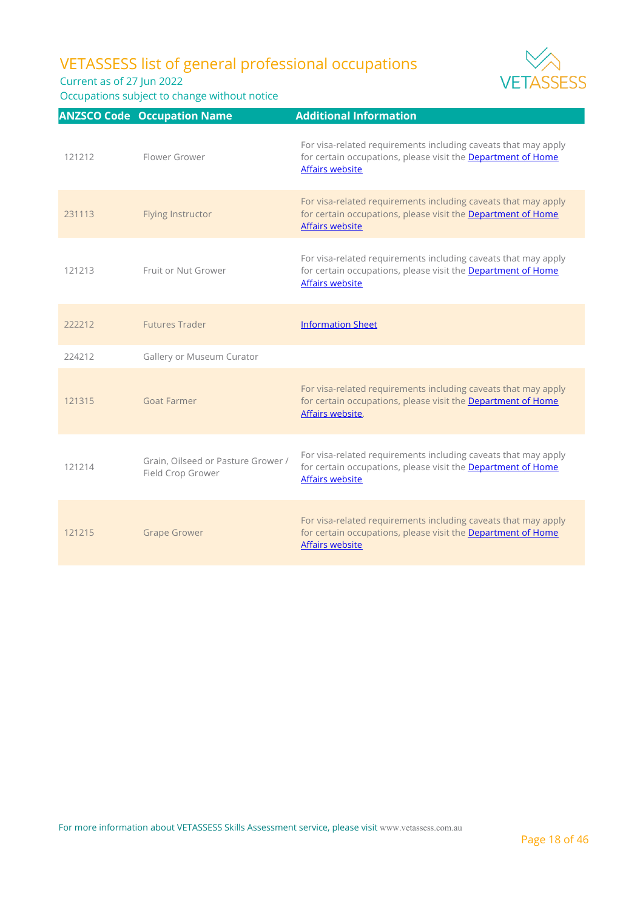# VETASSESS list of general professional occupations

Current as of 27 Jun 2022

Occupations subject to change without notice

| ANZSCO Code | Occupation Name | Additional Information |
| --- | --- | --- |
| 121212 | Flower Grower | For visa-related requirements including caveats that may apply for certain occupations, please visit the Department of Home Affairs website |
| 231113 | Flying Instructor | For visa-related requirements including caveats that may apply for certain occupations, please visit the Department of Home Affairs website |
| 121213 | Fruit or Nut Grower | For visa-related requirements including caveats that may apply for certain occupations, please visit the Department of Home Affairs website |
| 222212 | Futures Trader | Information Sheet |
| 224212 | Gallery or Museum Curator | |
| 121315 | Goat Farmer | For visa-related requirements including caveats that may apply for certain occupations, please visit the Department of Home Affairs website. |
| 121214 | Grain, Oilseed or Pasture Grower / Field Crop Grower | For visa-related requirements including caveats that may apply for certain occupations, please visit the Department of Home Affairs website |
| 121215 | Grape Grower | For visa-related requirements including caveats that may apply for certain occupations, please visit the Department of Home Affairs website |

For more information about VETASSESS Skills Assessment service, please visit www.vetassess.com.au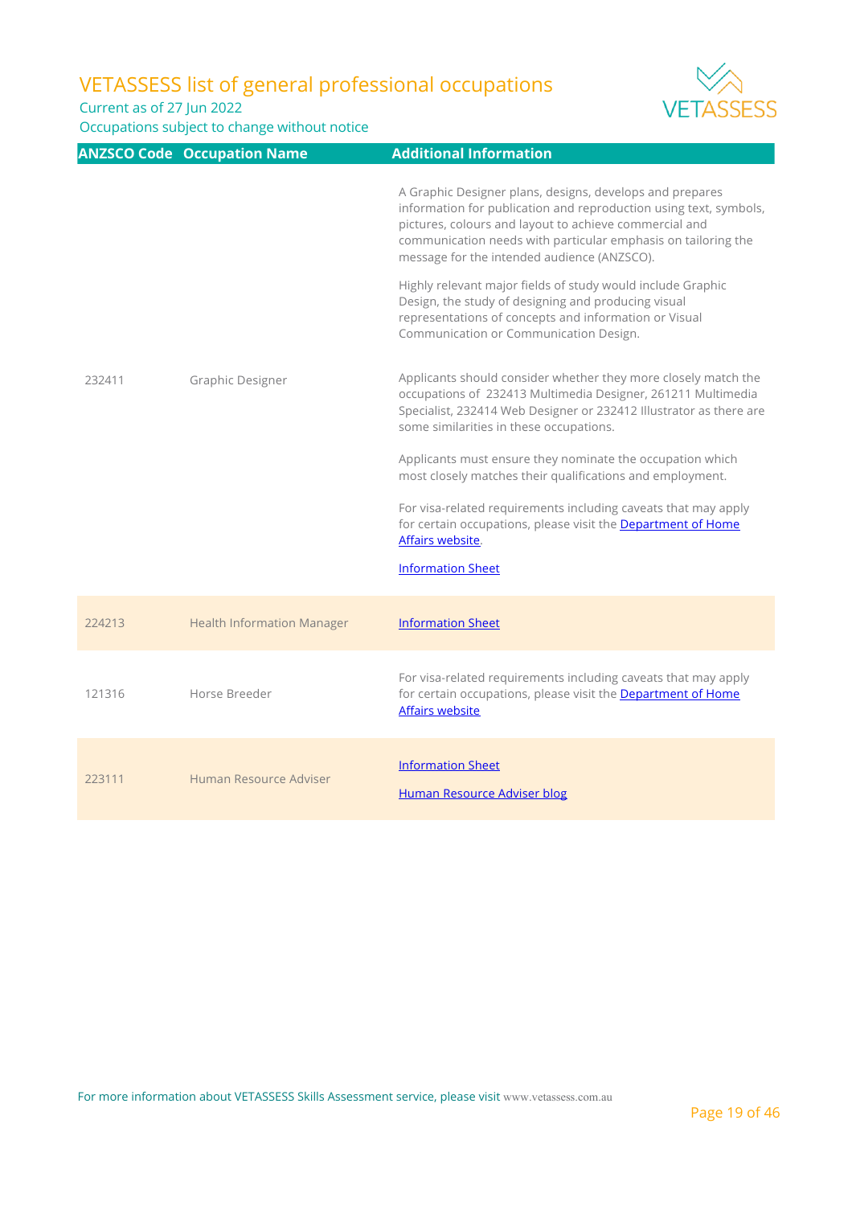# VETASSESS list of general professional occupations

Current as of 27 Jun 2022

Occupations subject to change without notice

| ANZSCO Code | Occupation Name | Additional Information |
|---|---|---|
| 232411 | Graphic Designer | A Graphic Designer plans, designs, develops and prepares information for publication and reproduction using text, symbols, pictures, colours and layout to achieve commercial and communication needs with particular emphasis on tailoring the message for the intended audience (ANZSCO).<br><br>Highly relevant major fields of study would include Graphic Design, the study of designing and producing visual representations of concepts and information or Visual Communication or Communication Design.<br><br>Applicants should consider whether they more closely match the occupations of 232413 Multimedia Designer, 261211 Multimedia Specialist, 232414 Web Designer or 232412 Illustrator as there are some similarities in these occupations.<br><br>Applicants must ensure they nominate the occupation which most closely matches their qualifications and employment.<br><br>For visa-related requirements including caveats that may apply for certain occupations, please visit the Department of Home Affairs website.<br><br>Information Sheet |
| 224213 | Health Information Manager | Information Sheet |
| 121316 | Horse Breeder | For visa-related requirements including caveats that may apply for certain occupations, please visit the Department of Home Affairs website |
| 223111 | Human Resource Adviser | Information Sheet<br><br>Human Resource Adviser blog |

For more information about VETASSESS Skills Assessment service, please visit www.vetassess.com.au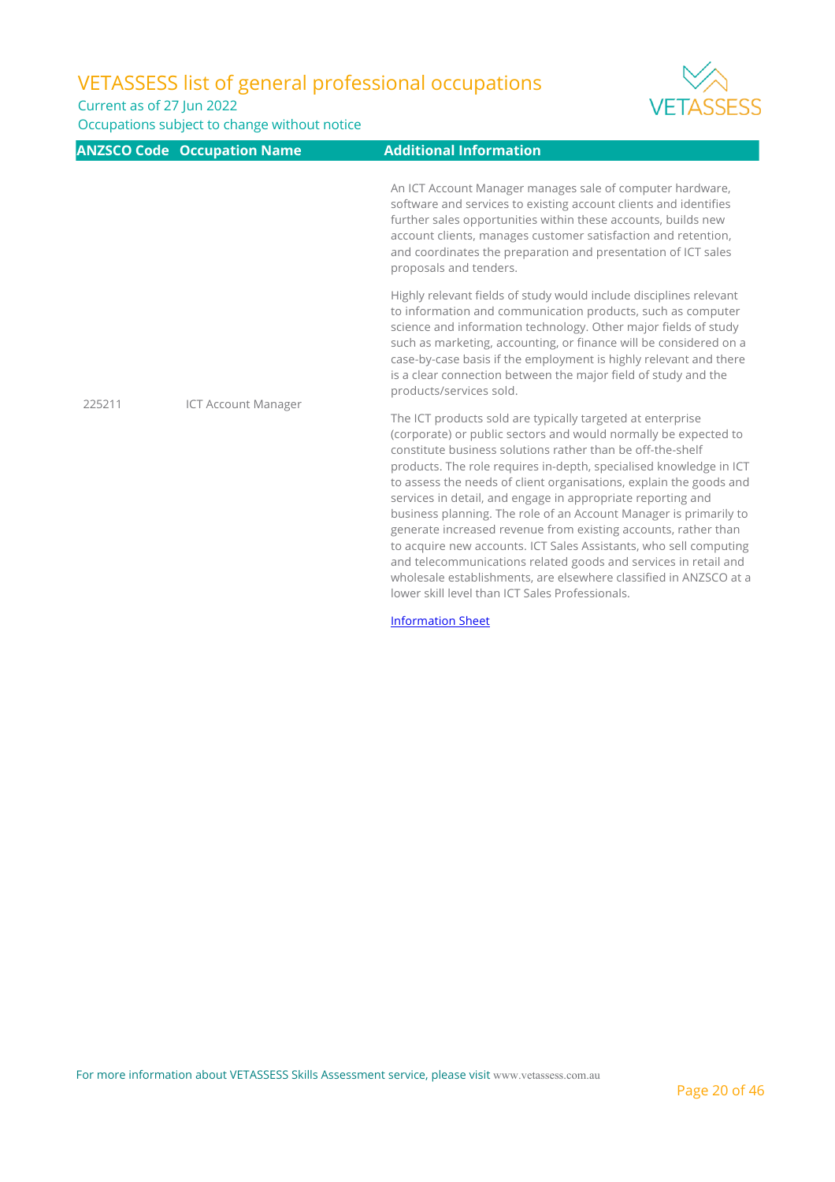| ANZSCO Code | Occupation Name | Additional Information |
|---|---|---|
| 225211 | ICT Account Manager | An ICT Account Manager manages sale of computer hardware, software and services to existing account clients and identifies further sales opportunities within these accounts, builds new account clients, manages customer satisfaction and retention, and coordinates the preparation and presentation of ICT sales proposals and tenders.<br><br>Highly relevant fields of study would include disciplines relevant to information and communication products, such as computer science and information technology. Other major fields of study such as marketing, accounting, or finance will be considered on a case-by-case basis if the employment is highly relevant and there is a clear connection between the major field of study and the products/services sold.<br><br>The ICT products sold are typically targeted at enterprise (corporate) or public sectors and would normally be expected to constitute business solutions rather than be off-the-shelf products. The role requires in-depth, specialised knowledge in ICT to assess the needs of client organisations, explain the goods and services in detail, and engage in appropriate reporting and business planning. The role of an Account Manager is primarily to generate increased revenue from existing accounts, rather than to acquire new accounts. ICT Sales Assistants, who sell computing and telecommunications related goods and services in retail and wholesale establishments, are elsewhere classified in ANZSCO at a lower skill level than ICT Sales Professionals.<br><br>Information Sheet |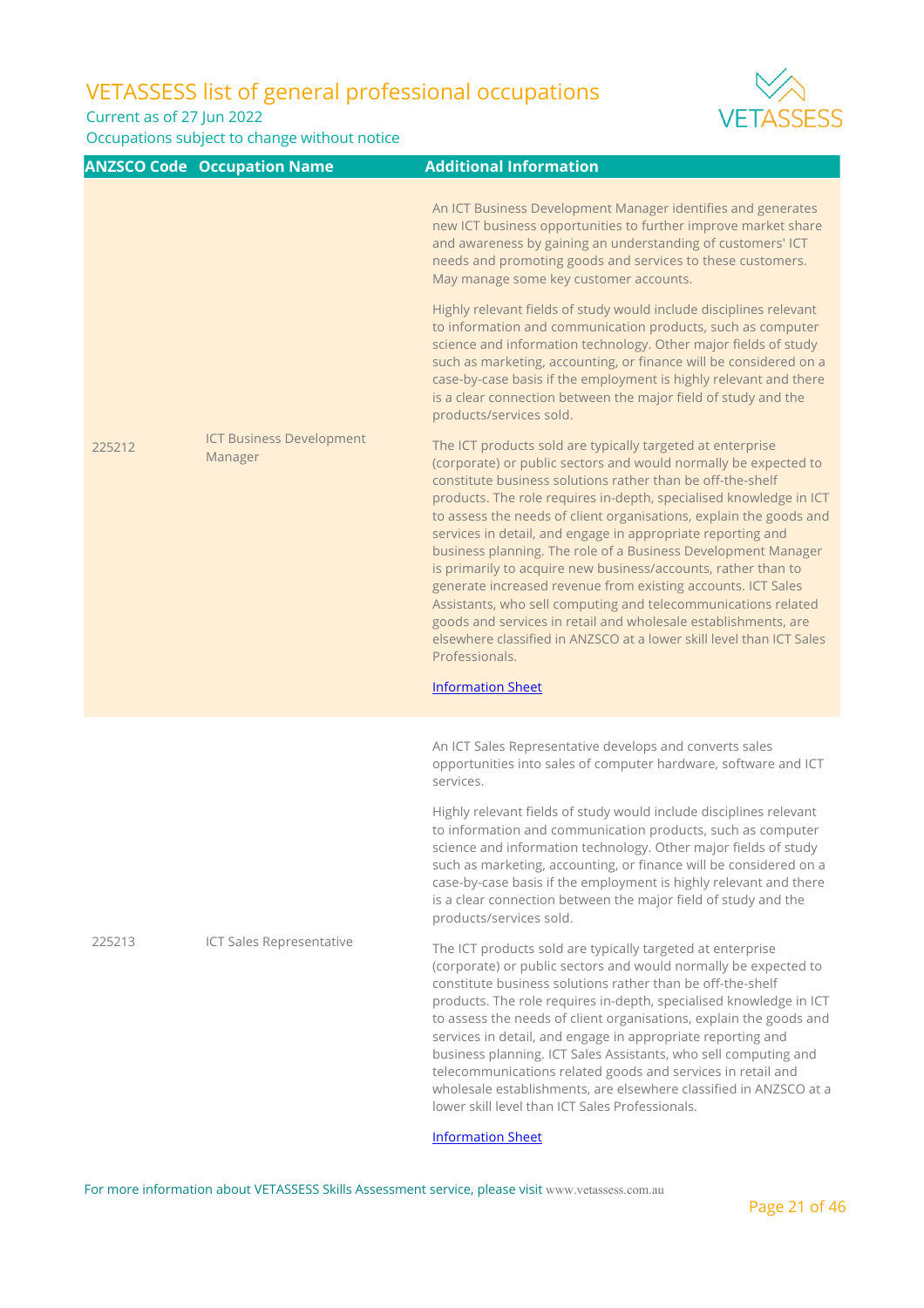# VETASSESS list of general professional occupations

Current as of 27 Jun 2022

Occupations subject to change without notice

| ANZSCO Code | Occupation Name | Additional Information |
|---|---|---|
| 225212 | ICT Business Development Manager | An ICT Business Development Manager identifies and generates new ICT business opportunities to further improve market share and awareness by gaining an understanding of customers' ICT needs and promoting goods and services to these customers. May manage some key customer accounts.<br><br>Highly relevant fields of study would include disciplines relevant to information and communication products, such as computer science and information technology. Other major fields of study such as marketing, accounting, or finance will be considered on a case-by-case basis if the employment is highly relevant and there is a clear connection between the major field of study and the products/services sold.<br><br>The ICT products sold are typically targeted at enterprise (corporate) or public sectors and would normally be expected to constitute business solutions rather than be off-the-shelf products. The role requires in-depth, specialised knowledge in ICT to assess the needs of client organisations, explain the goods and services in detail, and engage in appropriate reporting and business planning. The role of a Business Development Manager is primarily to acquire new business/accounts, rather than to generate increased revenue from existing accounts. ICT Sales Assistants, who sell computing and telecommunications related goods and services in retail and wholesale establishments, are elsewhere classified in ANZSCO at a lower skill level than ICT Sales Professionals.<br><br>Information Sheet |
| 225213 | ICT Sales Representative | An ICT Sales Representative develops and converts sales opportunities into sales of computer hardware, software and ICT services.<br><br>Highly relevant fields of study would include disciplines relevant to information and communication products, such as computer science and information technology. Other major fields of study such as marketing, accounting, or finance will be considered on a case-by-case basis if the employment is highly relevant and there is a clear connection between the major field of study and the products/services sold.<br><br>The ICT products sold are typically targeted at enterprise (corporate) or public sectors and would normally be expected to constitute business solutions rather than be off-the-shelf products. The role requires in-depth, specialised knowledge in ICT to assess the needs of client organisations, explain the goods and services in detail, and engage in appropriate reporting and business planning. ICT Sales Assistants, who sell computing and telecommunications related goods and services in retail and wholesale establishments, are elsewhere classified in ANZSCO at a lower skill level than ICT Sales Professionals.<br><br>Information Sheet |

For more information about VETASSESS Skills Assessment service, please visit www.vetassess.com.au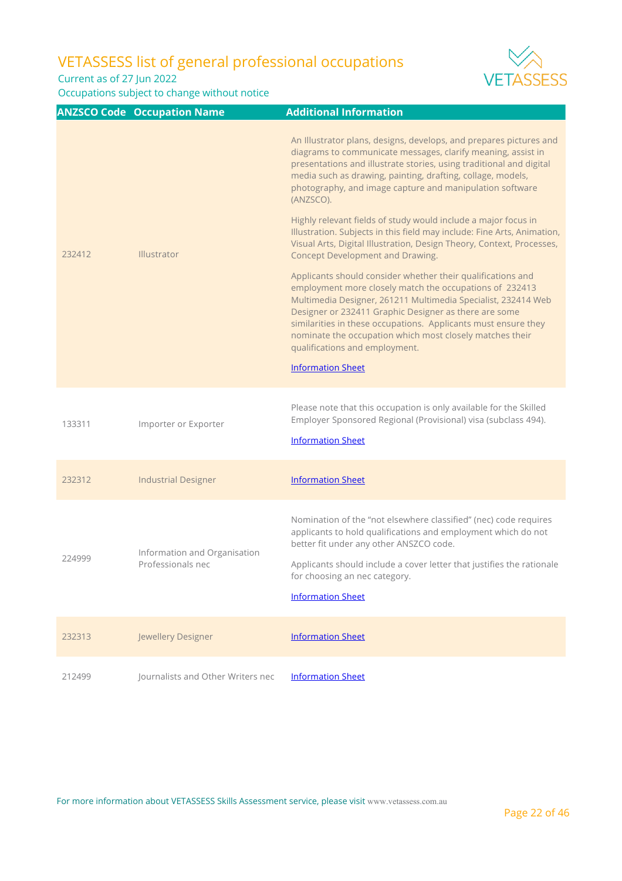# VETASSESS list of general professional occupations

Current as of 27 Jun 2022

Occupations subject to change without notice

| ANZSCO Code | Occupation Name | Additional Information |
|---|---|---|
| 232412 | Illustrator | An Illustrator plans, designs, develops, and prepares pictures and diagrams to communicate messages, clarify meaning, assist in presentations and illustrate stories, using traditional and digital media such as drawing, painting, drafting, collage, models, photography, and image capture and manipulation software (ANZSCO).<br><br>Highly relevant fields of study would include a major focus in Illustration. Subjects in this field may include: Fine Arts, Animation, Visual Arts, Digital Illustration, Design Theory, Context, Processes, Concept Development and Drawing.<br><br>Applicants should consider whether their qualifications and employment more closely match the occupations of 232413 Multimedia Designer, 261211 Multimedia Specialist, 232414 Web Designer or 232411 Graphic Designer as there are some similarities in these occupations. Applicants must ensure they nominate the occupation which most closely matches their qualifications and employment.<br><br>Information Sheet |
| 133311 | Importer or Exporter | Please note that this occupation is only available for the Skilled Employer Sponsored Regional (Provisional) visa (subclass 494).<br><br>Information Sheet |
| 232312 | Industrial Designer | Information Sheet |
| 224999 | Information and Organisation Professionals nec | Nomination of the "not elsewhere classified" (nec) code requires applicants to hold qualifications and employment which do not better fit under any other ANSZCO code.<br><br>Applicants should include a cover letter that justifies the rationale for choosing an nec category.<br><br>Information Sheet |
| 232313 | Jewellery Designer | Information Sheet |
| 212499 | Journalists and Other Writers nec | Information Sheet |

For more information about VETASSESS Skills Assessment service, please visit www.vetassess.com.au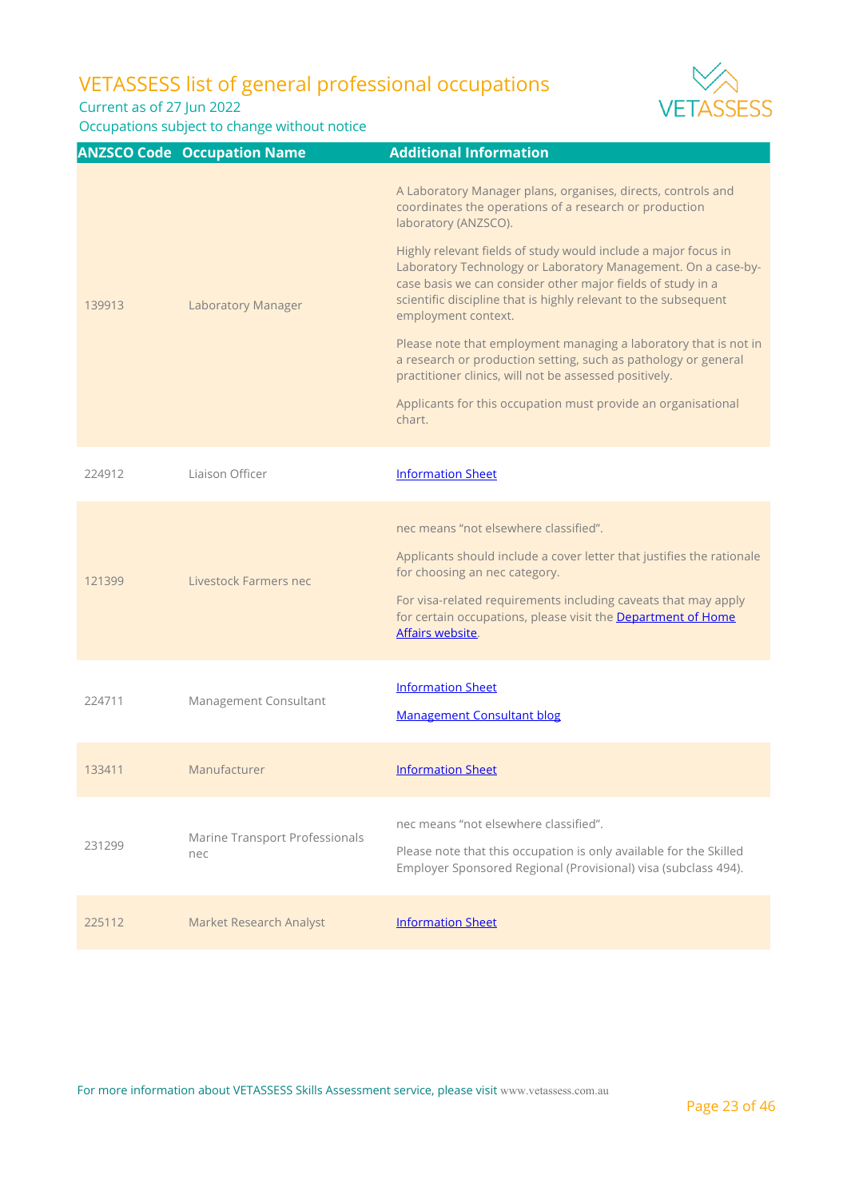# VETASSESS list of general professional occupations

Current as of 27 Jun 2022

Occupations subject to change without notice

| ANZSCO Code | Occupation Name | Additional Information |
|---|---|---|
| 139913 | Laboratory Manager | A Laboratory Manager plans, organises, directs, controls and coordinates the operations of a research or production laboratory (ANZSCO).<br><br>Highly relevant fields of study would include a major focus in Laboratory Technology or Laboratory Management. On a case-by-case basis we can consider other major fields of study in a scientific discipline that is highly relevant to the subsequent employment context.<br><br>Please note that employment managing a laboratory that is not in a research or production setting, such as pathology or general practitioner clinics, will not be assessed positively.<br><br>Applicants for this occupation must provide an organisational chart. |
| 224912 | Liaison Officer | Information Sheet |
| 121399 | Livestock Farmers nec | nec means "not elsewhere classified".<br><br>Applicants should include a cover letter that justifies the rationale for choosing an nec category.<br><br>For visa-related requirements including caveats that may apply for certain occupations, please visit the Department of Home Affairs website. |
| 224711 | Management Consultant | Information Sheet<br><br>Management Consultant blog |
| 133411 | Manufacturer | Information Sheet |
| 231299 | Marine Transport Professionals nec | nec means "not elsewhere classified".<br><br>Please note that this occupation is only available for the Skilled Employer Sponsored Regional (Provisional) visa (subclass 494). |
| 225112 | Market Research Analyst | Information Sheet |

For more information about VETASSESS Skills Assessment service, please visit www.vetassess.com.au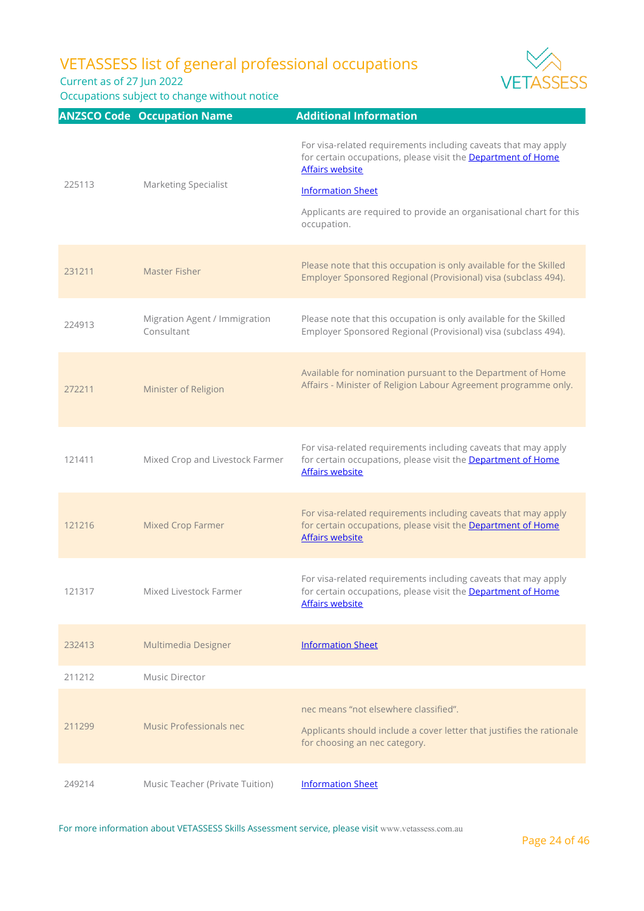# VETASSESS list of general professional occupations

Current as of 27 Jun 2022

Occupations subject to change without notice

| ANZSCO Code | Occupation Name | Additional Information |
|---|---|---|
| 225113 | Marketing Specialist | For visa-related requirements including caveats that may apply for certain occupations, please visit the Department of Home Affairs website<br><br>Information Sheet<br><br>Applicants are required to provide an organisational chart for this occupation. |
| 231211 | Master Fisher | Please note that this occupation is only available for the Skilled Employer Sponsored Regional (Provisional) visa (subclass 494). |
| 224913 | Migration Agent / Immigration Consultant | Please note that this occupation is only available for the Skilled Employer Sponsored Regional (Provisional) visa (subclass 494). |
| 272211 | Minister of Religion | Available for nomination pursuant to the Department of Home Affairs - Minister of Religion Labour Agreement programme only. |
| 121411 | Mixed Crop and Livestock Farmer | For visa-related requirements including caveats that may apply for certain occupations, please visit the Department of Home Affairs website |
| 121216 | Mixed Crop Farmer | For visa-related requirements including caveats that may apply for certain occupations, please visit the Department of Home Affairs website |
| 121317 | Mixed Livestock Farmer | For visa-related requirements including caveats that may apply for certain occupations, please visit the Department of Home Affairs website |
| 232413 | Multimedia Designer | Information Sheet |
| 211212 | Music Director | |
| 211299 | Music Professionals nec | nec means “not elsewhere classified”.<br><br>Applicants should include a cover letter that justifies the rationale for choosing an nec category. |
| 249214 | Music Teacher (Private Tuition) | Information Sheet |

For more information about VETASSESS Skills Assessment service, please visit www.vetassess.com.au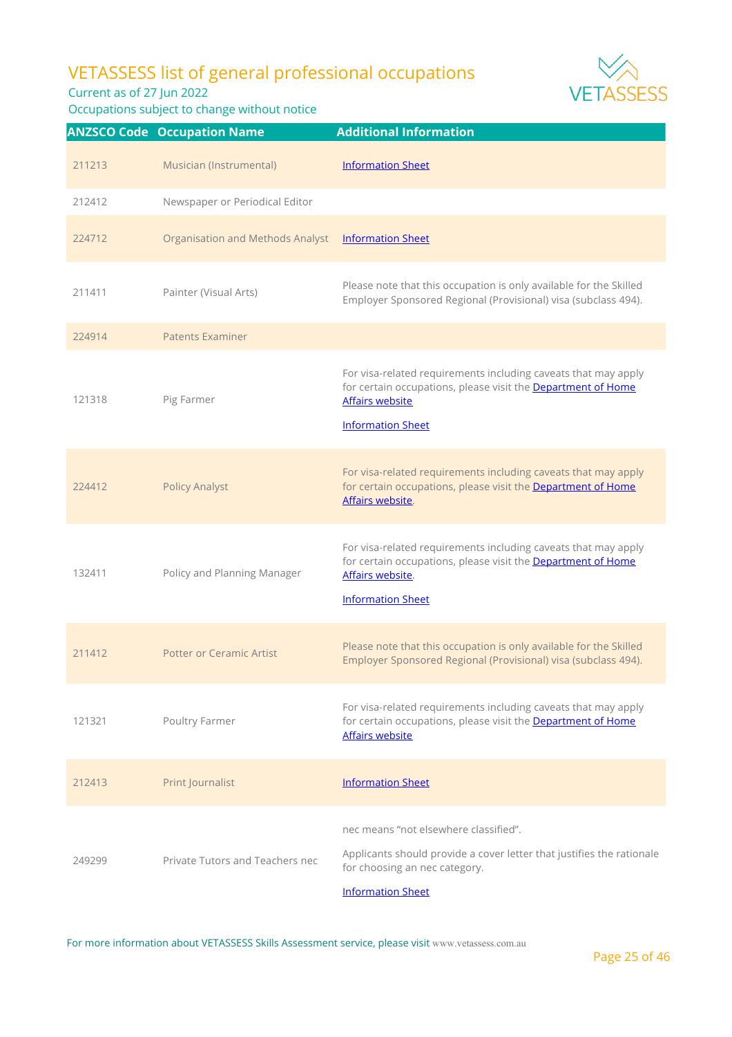# VETASSESS list of general professional occupations

Current as of 27 Jun 2022

Occupations subject to change without notice

| ANZSCO Code | Occupation Name | Additional Information |
| --- | --- | --- |
| 211213 | Musician (Instrumental) | Information Sheet |
| 212412 | Newspaper or Periodical Editor | |
| 224712 | Organisation and Methods Analyst | Information Sheet |
| 211411 | Painter (Visual Arts) | Please note that this occupation is only available for the Skilled Employer Sponsored Regional (Provisional) visa (subclass 494). |
| 224914 | Patents Examiner | |
| 121318 | Pig Farmer | For visa-related requirements including caveats that may apply for certain occupations, please visit the Department of Home Affairs website<br><br>Information Sheet |
| 224412 | Policy Analyst | For visa-related requirements including caveats that may apply for certain occupations, please visit the Department of Home Affairs website. |
| 132411 | Policy and Planning Manager | For visa-related requirements including caveats that may apply for certain occupations, please visit the Department of Home Affairs website.<br><br>Information Sheet |
| 211412 | Potter or Ceramic Artist | Please note that this occupation is only available for the Skilled Employer Sponsored Regional (Provisional) visa (subclass 494). |
| 121321 | Poultry Farmer | For visa-related requirements including caveats that may apply for certain occupations, please visit the Department of Home Affairs website |
| 212413 | Print Journalist | Information Sheet |
| 249299 | Private Tutors and Teachers nec | nec means "not elsewhere classified".<br><br>Applicants should provide a cover letter that justifies the rationale for choosing an nec category.<br><br>Information Sheet |

For more information about VETASSESS Skills Assessment service, please visit www.vetassess.com.au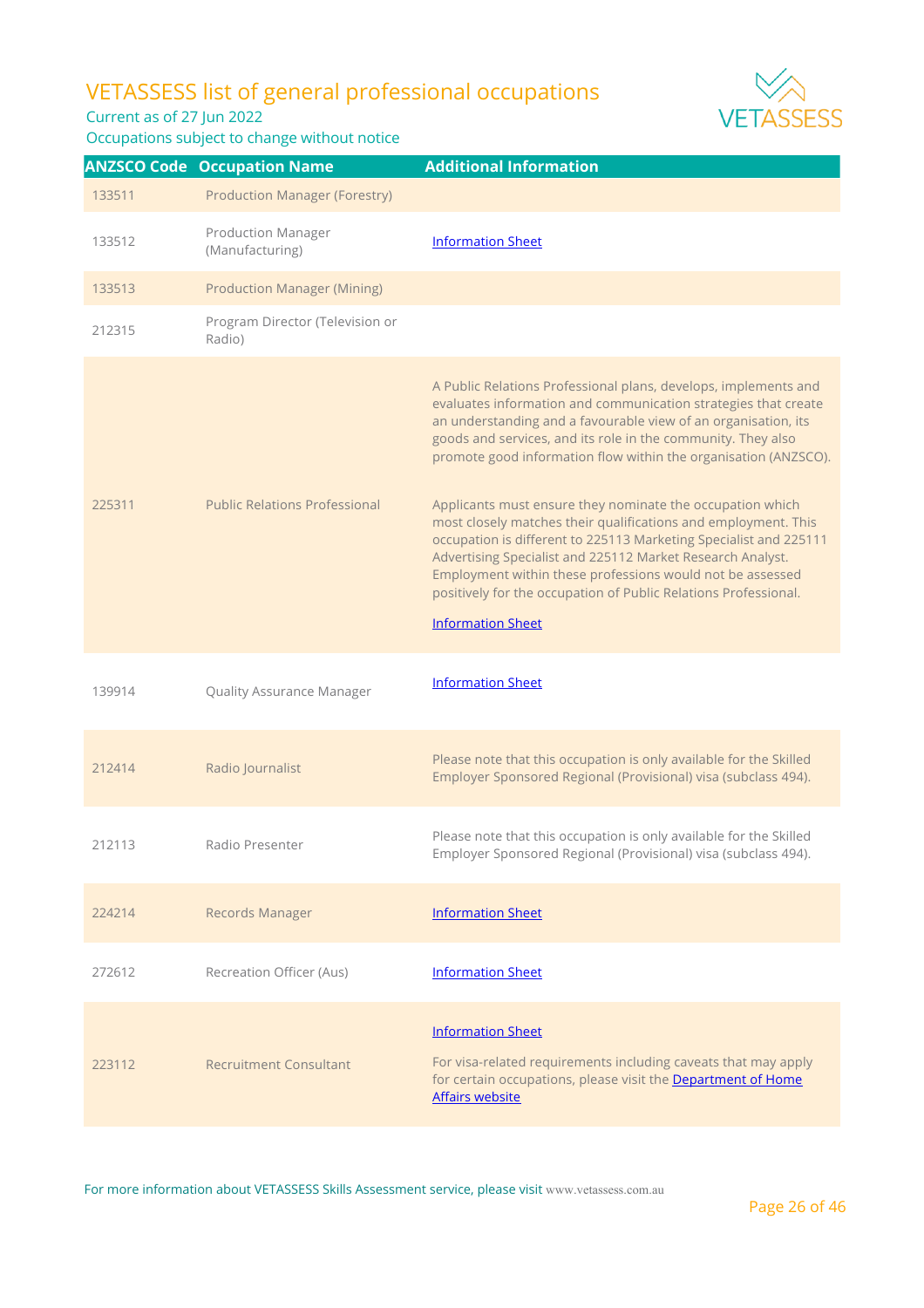# VETASSESS list of general professional occupations

Current as of 27 Jun 2022

Occupations subject to change without notice

| ANZSCO Code | Occupation Name | Additional Information |
| --- | --- | --- |
| 133511 | Production Manager (Forestry) | |
| 133512 | Production Manager (Manufacturing) | Information Sheet |
| 133513 | Production Manager (Mining) | |
| 212315 | Program Director (Television or Radio) | |
| 225311 | Public Relations Professional | A Public Relations Professional plans, develops, implements and evaluates information and communication strategies that create an understanding and a favourable view of an organisation, its goods and services, and its role in the community. They also promote good information flow within the organisation (ANZSCO).<br><br>Applicants must ensure they nominate the occupation which most closely matches their qualifications and employment. This occupation is different to 225113 Marketing Specialist and 225111 Advertising Specialist and 225112 Market Research Analyst. Employment within these professions would not be assessed positively for the occupation of Public Relations Professional.<br><br>Information Sheet |
| 139914 | Quality Assurance Manager | Information Sheet |
| 212414 | Radio Journalist | Please note that this occupation is only available for the Skilled Employer Sponsored Regional (Provisional) visa (subclass 494). |
| 212113 | Radio Presenter | Please note that this occupation is only available for the Skilled Employer Sponsored Regional (Provisional) visa (subclass 494). |
| 224214 | Records Manager | Information Sheet |
| 272612 | Recreation Officer (Aus) | Information Sheet |
| 223112 | Recruitment Consultant | Information Sheet<br><br>For visa-related requirements including caveats that may apply for certain occupations, please visit the Department of Home Affairs website |

For more information about VETASSESS Skills Assessment service, please visit www.vetassess.com.au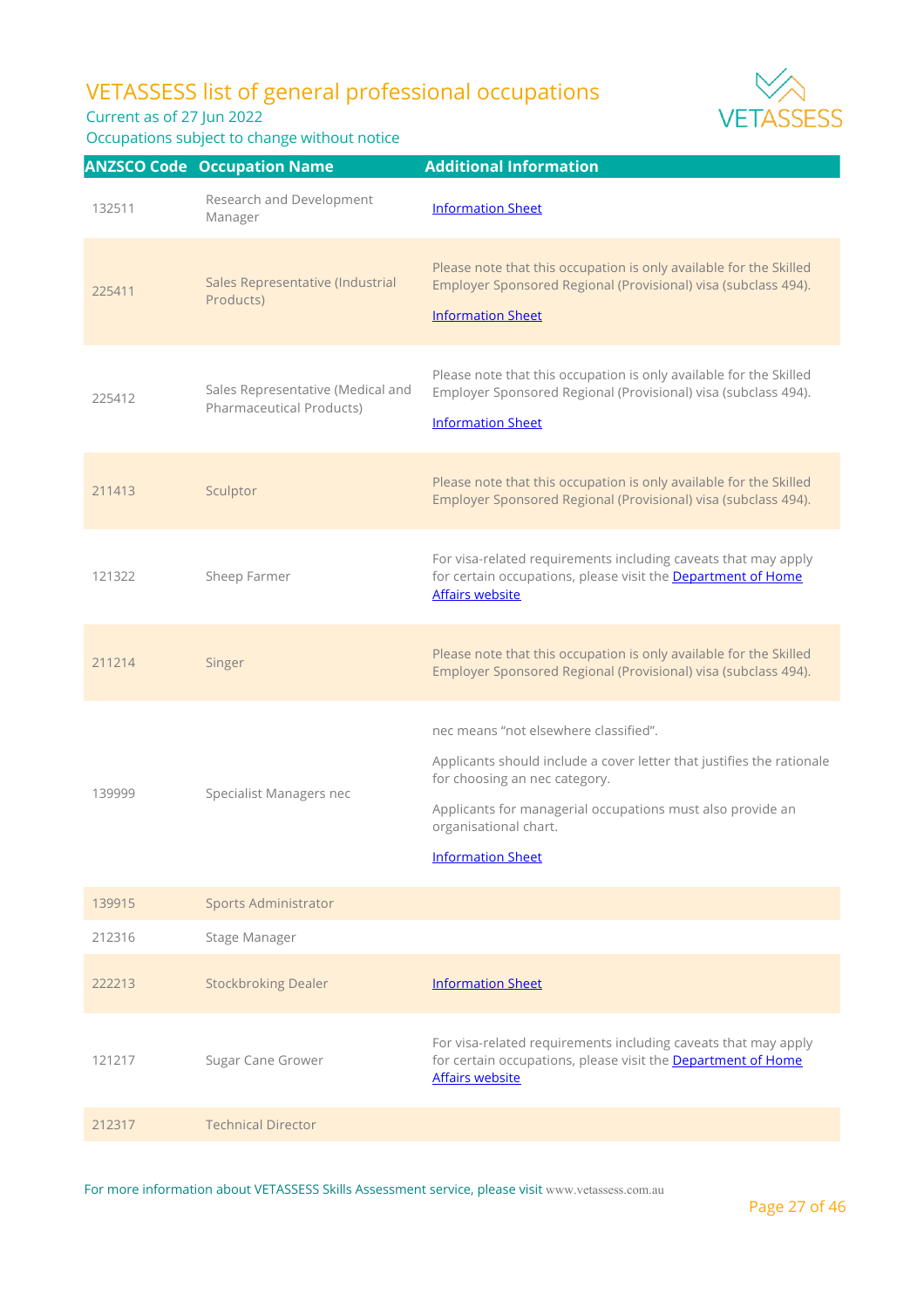# VETASSESS list of general professional occupations

Current as of 27 Jun 2022

Occupations subject to change without notice

| ANZSCO Code | Occupation Name | Additional Information |
|---|---|---|
| 132511 | Research and Development Manager | Information Sheet |
| 225411 | Sales Representative (Industrial Products) | Please note that this occupation is only available for the Skilled Employer Sponsored Regional (Provisional) visa (subclass 494). Information Sheet |
| 225412 | Sales Representative (Medical and Pharmaceutical Products) | Please note that this occupation is only available for the Skilled Employer Sponsored Regional (Provisional) visa (subclass 494). Information Sheet |
| 211413 | Sculptor | Please note that this occupation is only available for the Skilled Employer Sponsored Regional (Provisional) visa (subclass 494). |
| 121322 | Sheep Farmer | For visa-related requirements including caveats that may apply for certain occupations, please visit the Department of Home Affairs website |
| 211214 | Singer | Please note that this occupation is only available for the Skilled Employer Sponsored Regional (Provisional) visa (subclass 494). |
| 139999 | Specialist Managers nec | nec means "not elsewhere classified". Applicants should include a cover letter that justifies the rationale for choosing an nec category. Applicants for managerial occupations must also provide an organisational chart. Information Sheet |
| 139915 | Sports Administrator | |
| 212316 | Stage Manager | |
| 222213 | Stockbroking Dealer | Information Sheet |
| 121217 | Sugar Cane Grower | For visa-related requirements including caveats that may apply for certain occupations, please visit the Department of Home Affairs website |
| 212317 | Technical Director | |

For more information about VETASSESS Skills Assessment service, please visit www.vetassess.com.au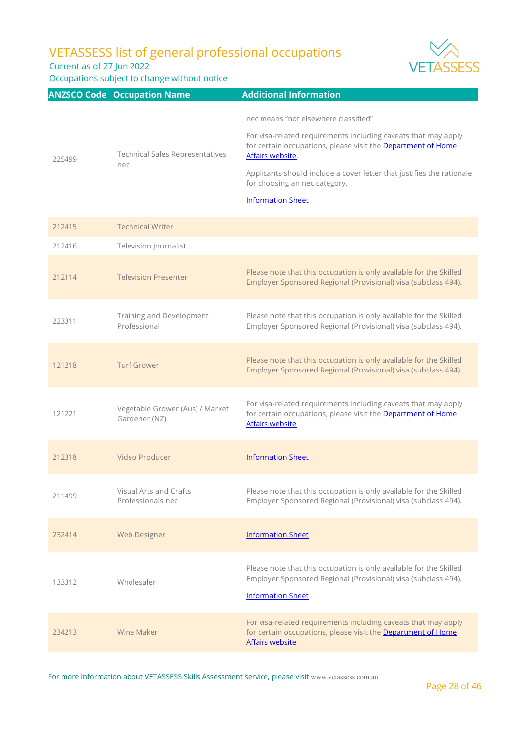| ANZSCO Code | Occupation Name | Additional Information |
|---|---|---|
| 225499 | Technical Sales Representatives nec | nec means "not elsewhere classified"<br><br>For visa-related requirements including caveats that may apply for certain occupations, please visit the Department of Home Affairs website.<br><br>Applicants should include a cover letter that justifies the rationale for choosing an nec category.<br><br>Information Sheet |
| 212415 | Technical Writer | |
| 212416 | Television Journalist | |
| 212114 | Television Presenter | Please note that this occupation is only available for the Skilled Employer Sponsored Regional (Provisional) visa (subclass 494). |
| 223311 | Training and Development Professional | Please note that this occupation is only available for the Skilled Employer Sponsored Regional (Provisional) visa (subclass 494). |
| 121218 | Turf Grower | Please note that this occupation is only available for the Skilled Employer Sponsored Regional (Provisional) visa (subclass 494). |
| 121221 | Vegetable Grower (Aus) / Market Gardener (NZ) | For visa-related requirements including caveats that may apply for certain occupations, please visit the Department of Home Affairs website |
| 212318 | Video Producer | Information Sheet |
| 211499 | Visual Arts and Crafts Professionals nec | Please note that this occupation is only available for the Skilled Employer Sponsored Regional (Provisional) visa (subclass 494). |
| 232414 | Web Designer | Information Sheet |
| 133312 | Wholesaler | Please note that this occupation is only available for the Skilled Employer Sponsored Regional (Provisional) visa (subclass 494).<br><br>Information Sheet |
| 234213 | Wine Maker | For visa-related requirements including caveats that may apply for certain occupations, please visit the Department of Home Affairs website |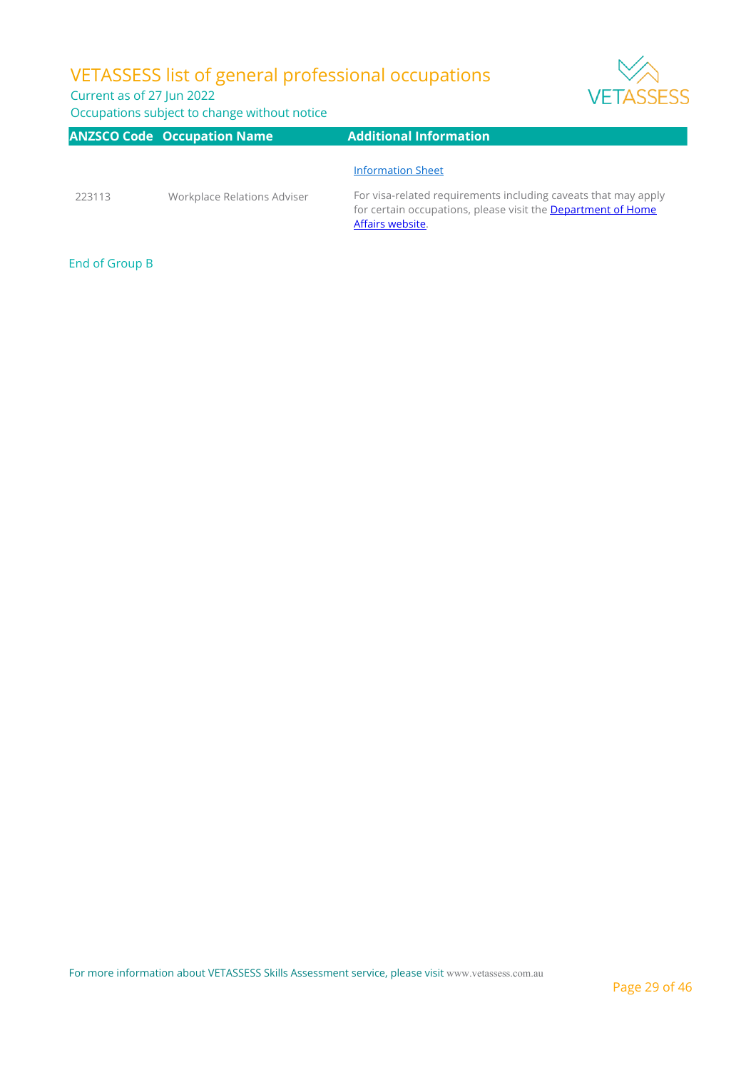| ANZSCO Code | Occupation Name | Additional Information |
| --- | --- | --- |
| 223113 | Workplace Relations Adviser | Information Sheet<br>For visa-related requirements including caveats that may apply for certain occupations, please visit the Department of Home Affairs website. |

End of Group B

For more information about VETASSESS Skills Assessment service, please visit www.vetassess.com.au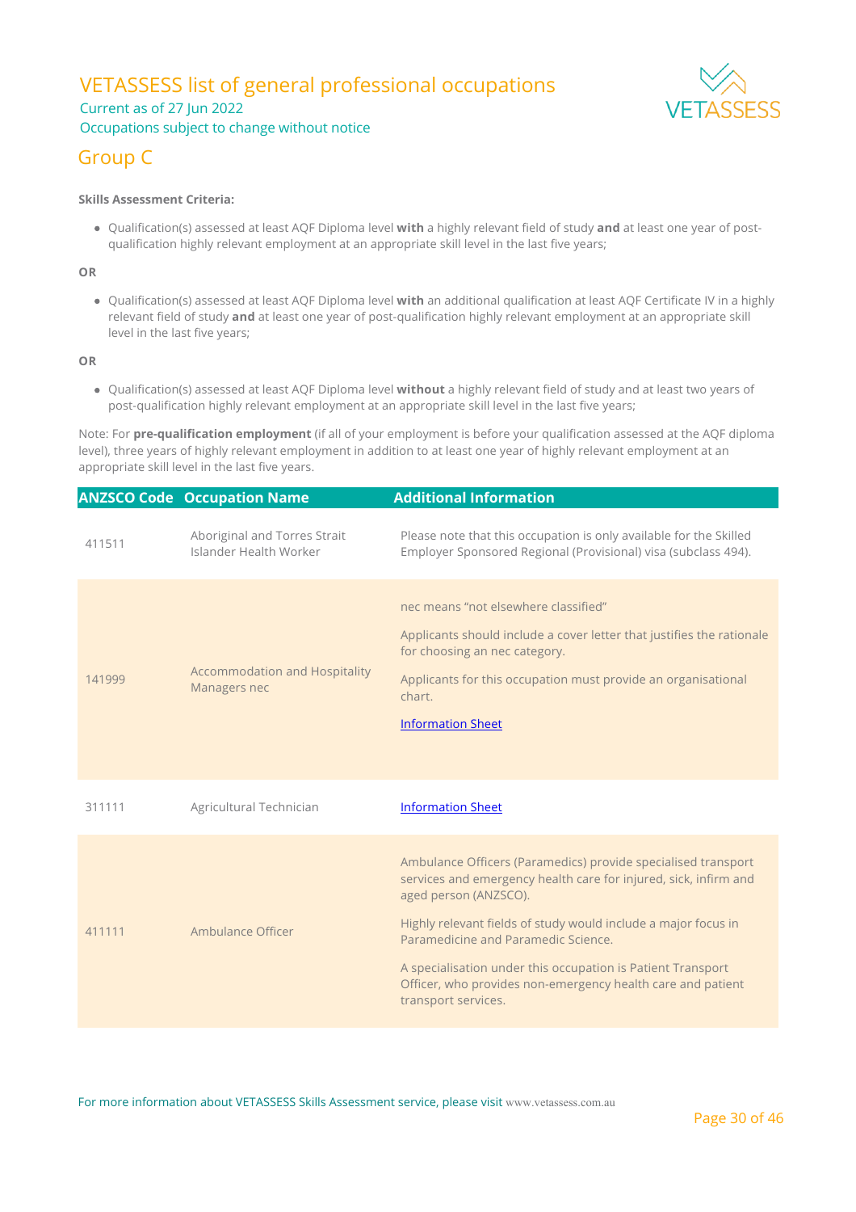# VETASSESS list of general professional occupations

Current as of 27 Jun 2022

Occupations subject to change without notice

## Group C

**Skills Assessment Criteria:**

- Qualification(s) assessed at least AQF Diploma level **with** a highly relevant field of study **and** at least one year of post-qualification highly relevant employment at an appropriate skill level in the last five years;

**OR**

- Qualification(s) assessed at least AQF Diploma level **with** an additional qualification at least AQF Certificate IV in a highly relevant field of study **and** at least one year of post-qualification highly relevant employment at an appropriate skill level in the last five years;

**OR**

- Qualification(s) assessed at least AQF Diploma level **without** a highly relevant field of study and at least two years of post-qualification highly relevant employment at an appropriate skill level in the last five years;

Note: For **pre-qualification employment** (if all of your employment is before your qualification assessed at the AQF diploma level), three years of highly relevant employment in addition to at least one year of highly relevant employment at an appropriate skill level in the last five years.

| ANZSCO Code | Occupation Name | Additional Information |
|---|---|---|
| 411511 | Aboriginal and Torres Strait Islander Health Worker | Please note that this occupation is only available for the Skilled Employer Sponsored Regional (Provisional) visa (subclass 494). |
| 141999 | Accommodation and Hospitality Managers nec | nec means "not elsewhere classified"<br><br>Applicants should include a cover letter that justifies the rationale for choosing an nec category.<br><br>Applicants for this occupation must provide an organisational chart.<br><br>Information Sheet |
| 311111 | Agricultural Technician | Information Sheet |
| 411111 | Ambulance Officer | Ambulance Officers (Paramedics) provide specialised transport services and emergency health care for injured, sick, infirm and aged person (ANZSCO).<br><br>Highly relevant fields of study would include a major focus in Paramedicine and Paramedic Science.<br><br>A specialisation under this occupation is Patient Transport Officer, who provides non-emergency health care and patient transport services. |

For more information about VETASSESS Skills Assessment service, please visit www.vetassess.com.au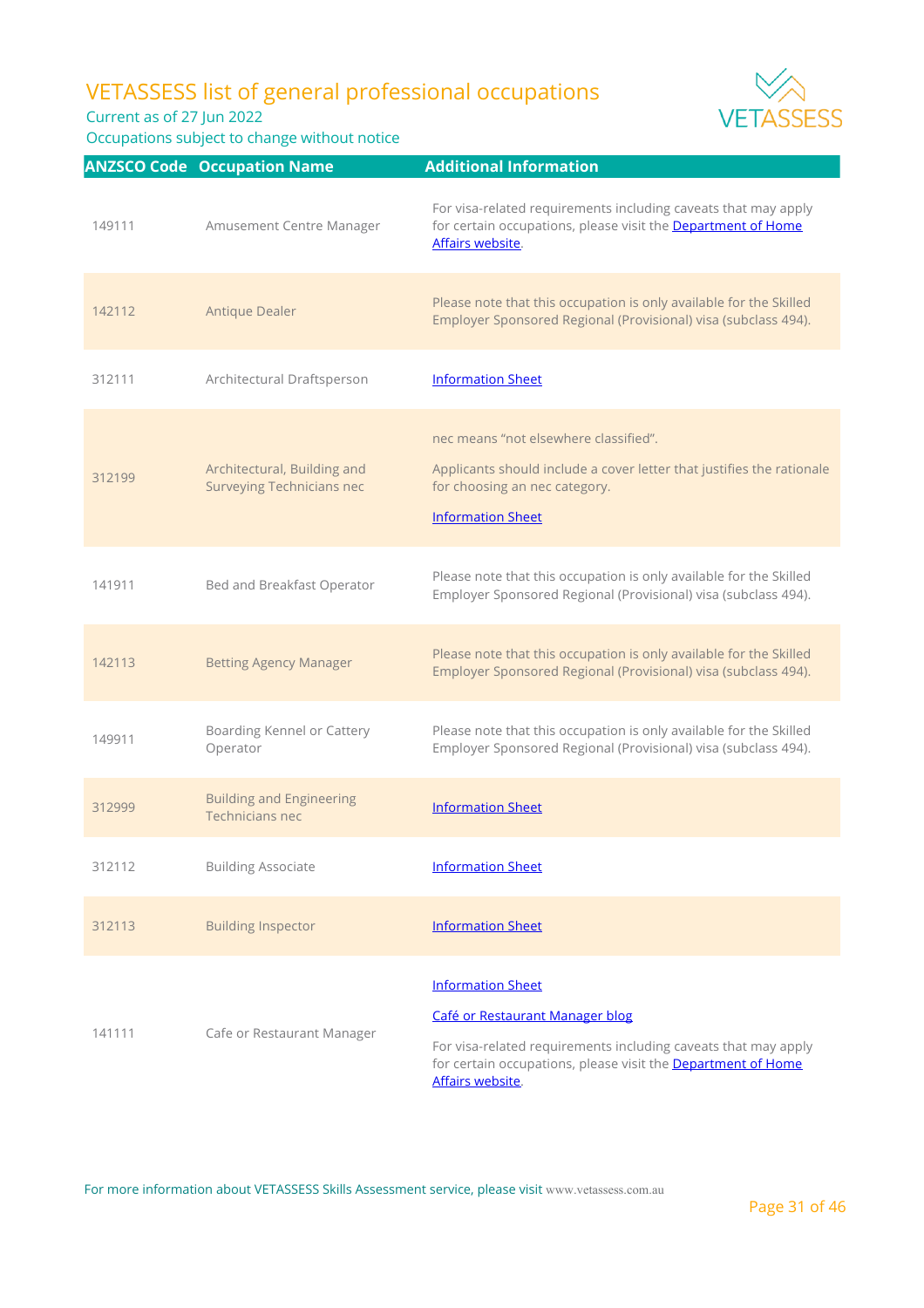# VETASSESS list of general professional occupations

Current as of 27 Jun 2022

Occupations subject to change without notice

| ANZSCO Code | Occupation Name | Additional Information |
|---|---|---|
| 149111 | Amusement Centre Manager | For visa-related requirements including caveats that may apply for certain occupations, please visit the Department of Home Affairs website. |
| 142112 | Antique Dealer | Please note that this occupation is only available for the Skilled Employer Sponsored Regional (Provisional) visa (subclass 494). |
| 312111 | Architectural Draftsperson | Information Sheet |
| 312199 | Architectural, Building and Surveying Technicians nec | nec means "not elsewhere classified".<br><br>Applicants should include a cover letter that justifies the rationale for choosing an nec category.<br><br>Information Sheet |
| 141911 | Bed and Breakfast Operator | Please note that this occupation is only available for the Skilled Employer Sponsored Regional (Provisional) visa (subclass 494). |
| 142113 | Betting Agency Manager | Please note that this occupation is only available for the Skilled Employer Sponsored Regional (Provisional) visa (subclass 494). |
| 149911 | Boarding Kennel or Cattery Operator | Please note that this occupation is only available for the Skilled Employer Sponsored Regional (Provisional) visa (subclass 494). |
| 312999 | Building and Engineering Technicians nec | Information Sheet |
| 312112 | Building Associate | Information Sheet |
| 312113 | Building Inspector | Information Sheet |
| 141111 | Cafe or Restaurant Manager | Information Sheet<br><br>Café or Restaurant Manager blog<br><br>For visa-related requirements including caveats that may apply for certain occupations, please visit the Department of Home Affairs website. |

For more information about VETASSESS Skills Assessment service, please visit www.vetassess.com.au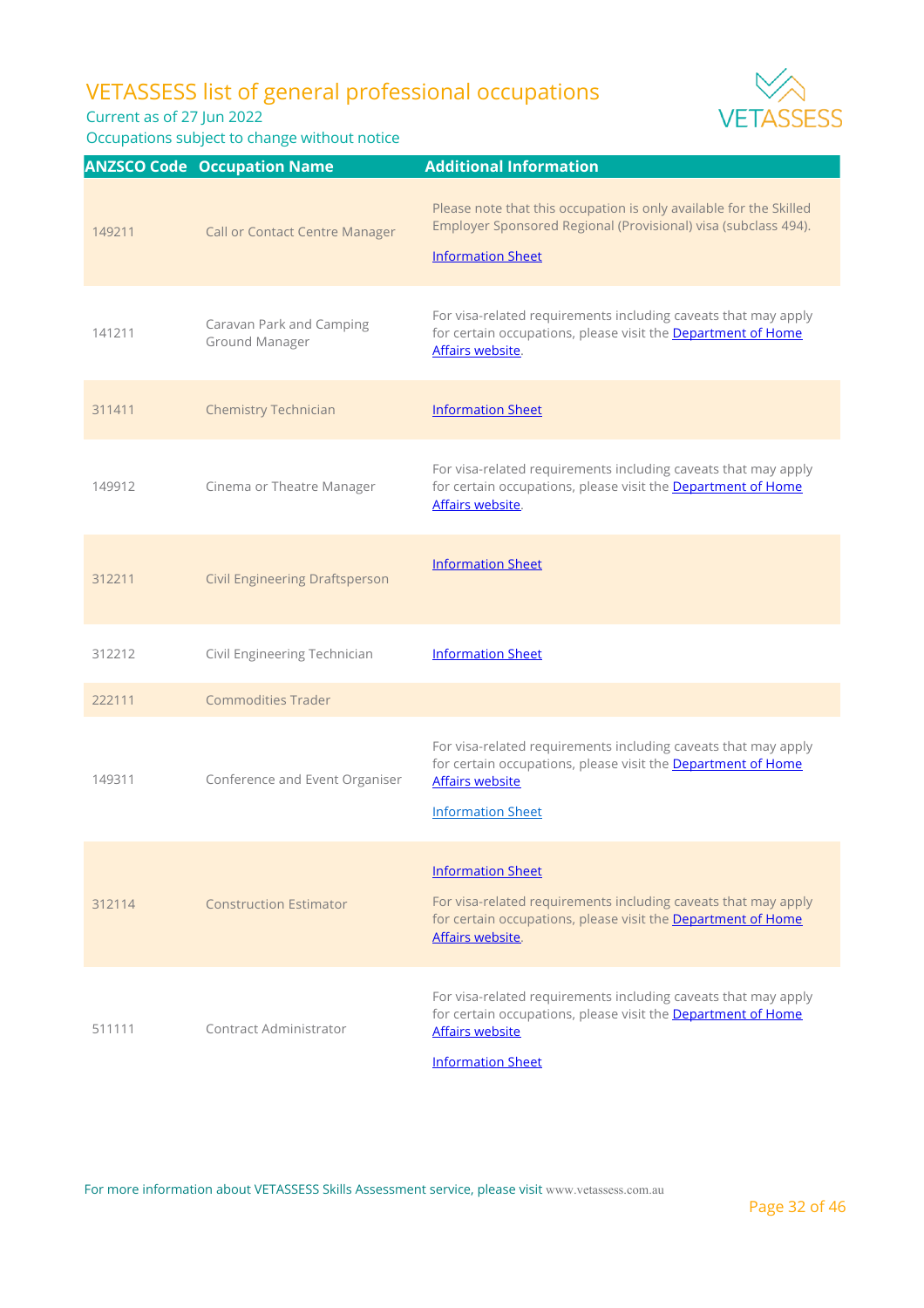# VETASSESS list of general professional occupations

Current as of 27 Jun 2022

Occupations subject to change without notice

| ANZSCO Code | Occupation Name | Additional Information |
|---|---|---|
| 149211 | Call or Contact Centre Manager | Please note that this occupation is only available for the Skilled Employer Sponsored Regional (Provisional) visa (subclass 494). Information Sheet |
| 141211 | Caravan Park and Camping Ground Manager | For visa-related requirements including caveats that may apply for certain occupations, please visit the Department of Home Affairs website. |
| 311411 | Chemistry Technician | Information Sheet |
| 149912 | Cinema or Theatre Manager | For visa-related requirements including caveats that may apply for certain occupations, please visit the Department of Home Affairs website. |
| 312211 | Civil Engineering Draftsperson | Information Sheet |
| 312212 | Civil Engineering Technician | Information Sheet |
| 222111 | Commodities Trader | |
| 149311 | Conference and Event Organiser | For visa-related requirements including caveats that may apply for certain occupations, please visit the Department of Home Affairs website. Information Sheet |
| 312114 | Construction Estimator | Information Sheet. For visa-related requirements including caveats that may apply for certain occupations, please visit the Department of Home Affairs website. |
| 511111 | Contract Administrator | For visa-related requirements including caveats that may apply for certain occupations, please visit the Department of Home Affairs website. Information Sheet |

For more information about VETASSESS Skills Assessment service, please visit www.vetassess.com.au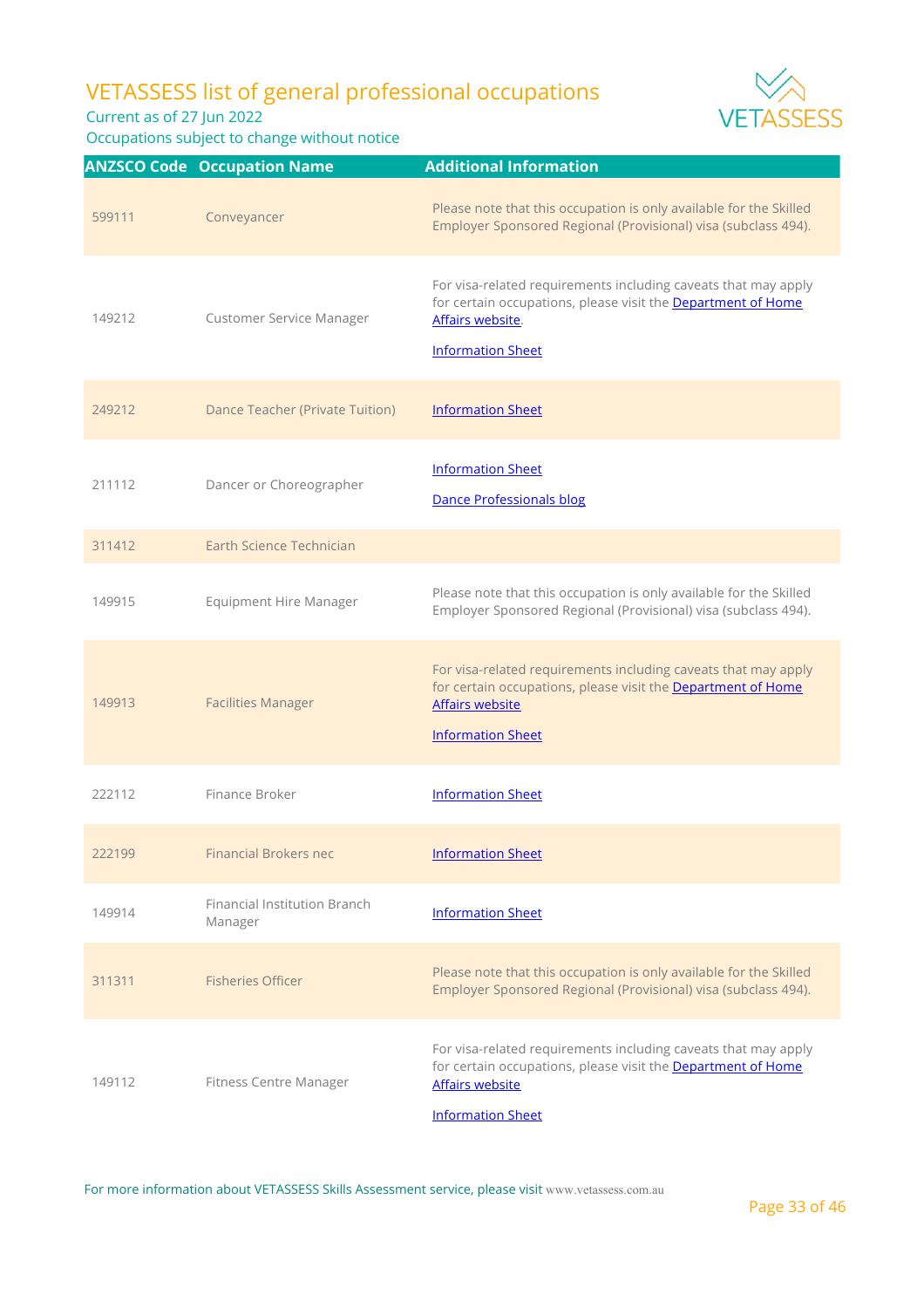# VETASSESS list of general professional occupations

Current as of 27 Jun 2022

Occupations subject to change without notice

| ANZSCO Code | Occupation Name | Additional Information |
|---|---|---|
| 599111 | Conveyancer | Please note that this occupation is only available for the Skilled Employer Sponsored Regional (Provisional) visa (subclass 494). |
| 149212 | Customer Service Manager | For visa-related requirements including caveats that may apply for certain occupations, please visit the Department of Home Affairs website.<br><br>Information Sheet |
| 249212 | Dance Teacher (Private Tuition) | Information Sheet |
| 211112 | Dancer or Choreographer | Information Sheet<br><br>Dance Professionals blog |
| 311412 | Earth Science Technician | |
| 149915 | Equipment Hire Manager | Please note that this occupation is only available for the Skilled Employer Sponsored Regional (Provisional) visa (subclass 494). |
| 149913 | Facilities Manager | For visa-related requirements including caveats that may apply for certain occupations, please visit the Department of Home Affairs website<br><br>Information Sheet |
| 222112 | Finance Broker | Information Sheet |
| 222199 | Financial Brokers nec | Information Sheet |
| 149914 | Financial Institution Branch Manager | Information Sheet |
| 311311 | Fisheries Officer | Please note that this occupation is only available for the Skilled Employer Sponsored Regional (Provisional) visa (subclass 494). |
| 149112 | Fitness Centre Manager | For visa-related requirements including caveats that may apply for certain occupations, please visit the Department of Home Affairs website<br><br>Information Sheet |

For more information about VETASSESS Skills Assessment service, please visit www.vetassess.com.au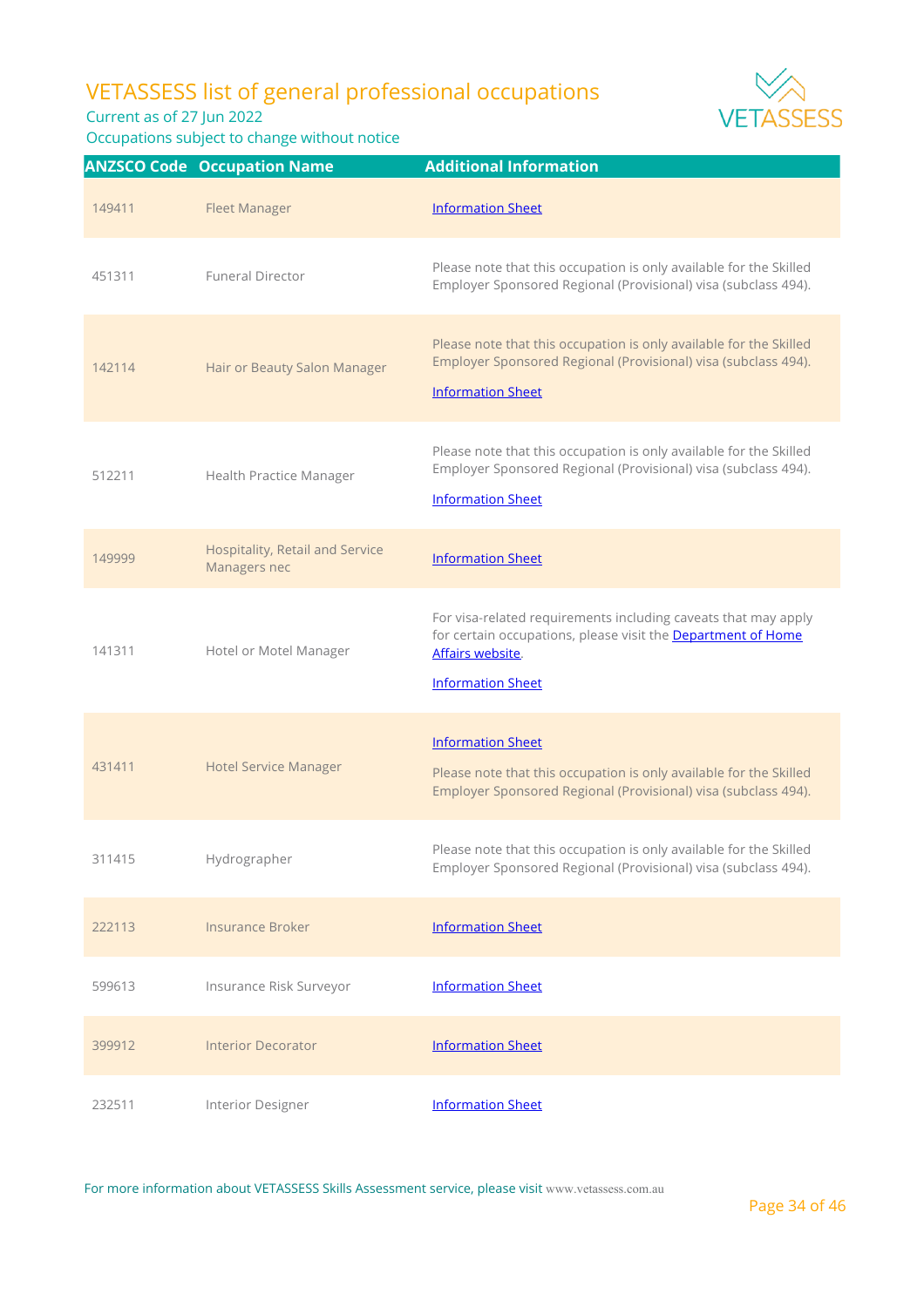# VETASSESS list of general professional occupations

Current as of 27 Jun 2022

Occupations subject to change without notice

| ANZSCO Code | Occupation Name | Additional Information |
|---|---|---|
| 149411 | Fleet Manager | Information Sheet |
| 451311 | Funeral Director | Please note that this occupation is only available for the Skilled Employer Sponsored Regional (Provisional) visa (subclass 494). |
| 142114 | Hair or Beauty Salon Manager | Please note that this occupation is only available for the Skilled Employer Sponsored Regional (Provisional) visa (subclass 494). Information Sheet |
| 512211 | Health Practice Manager | Please note that this occupation is only available for the Skilled Employer Sponsored Regional (Provisional) visa (subclass 494). Information Sheet |
| 149999 | Hospitality, Retail and Service Managers nec | Information Sheet |
| 141311 | Hotel or Motel Manager | For visa-related requirements including caveats that may apply for certain occupations, please visit the Department of Home Affairs website. Information Sheet |
| 431411 | Hotel Service Manager | Information Sheet Please note that this occupation is only available for the Skilled Employer Sponsored Regional (Provisional) visa (subclass 494). |
| 311415 | Hydrographer | Please note that this occupation is only available for the Skilled Employer Sponsored Regional (Provisional) visa (subclass 494). |
| 222113 | Insurance Broker | Information Sheet |
| 599613 | Insurance Risk Surveyor | Information Sheet |
| 399912 | Interior Decorator | Information Sheet |
| 232511 | Interior Designer | Information Sheet |

For more information about VETASSESS Skills Assessment service, please visit www.vetassess.com.au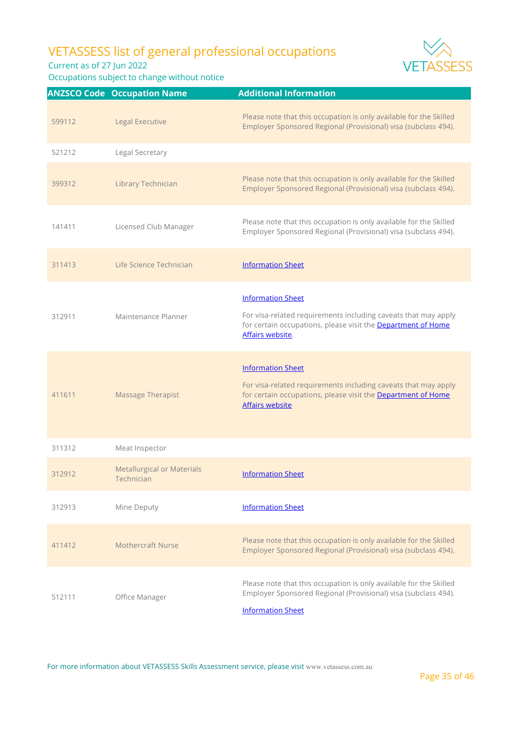# VETASSESS list of general professional occupations

Current as of 27 Jun 2022

Occupations subject to change without notice

| ANZSCO Code | Occupation Name | Additional Information |
|---|---|---|
| 599112 | Legal Executive | Please note that this occupation is only available for the Skilled Employer Sponsored Regional (Provisional) visa (subclass 494). |
| 521212 | Legal Secretary | |
| 399312 | Library Technician | Please note that this occupation is only available for the Skilled Employer Sponsored Regional (Provisional) visa (subclass 494). |
| 141411 | Licensed Club Manager | Please note that this occupation is only available for the Skilled Employer Sponsored Regional (Provisional) visa (subclass 494). |
| 311413 | Life Science Technician | Information Sheet |
| 312911 | Maintenance Planner | Information Sheet<br><br>For visa-related requirements including caveats that may apply for certain occupations, please visit the Department of Home Affairs website. |
| 411611 | Massage Therapist | Information Sheet<br><br>For visa-related requirements including caveats that may apply for certain occupations, please visit the Department of Home Affairs website |
| 311312 | Meat Inspector | |
| 312912 | Metallurgical or Materials Technician | Information Sheet |
| 312913 | Mine Deputy | Information Sheet |
| 411412 | Mothercraft Nurse | Please note that this occupation is only available for the Skilled Employer Sponsored Regional (Provisional) visa (subclass 494). |
| 512111 | Office Manager | Please note that this occupation is only available for the Skilled Employer Sponsored Regional (Provisional) visa (subclass 494).<br><br>Information Sheet |

For more information about VETASSESS Skills Assessment service, please visit www.vetassess.com.au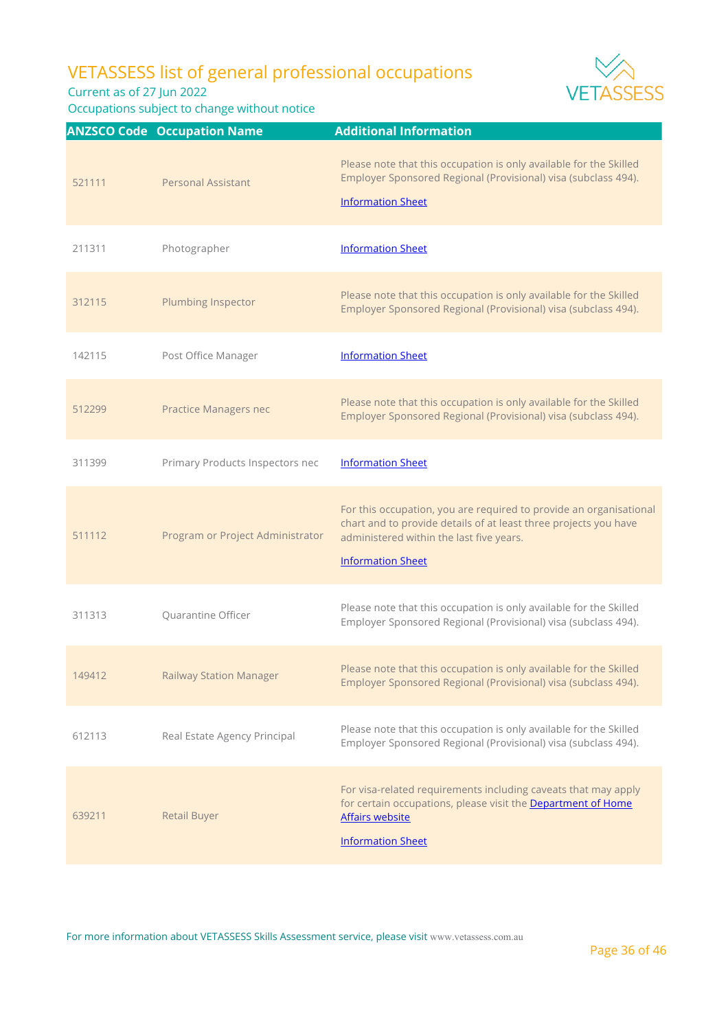# VETASSESS list of general professional occupations

Current as of 27 Jun 2022

Occupations subject to change without notice

| ANZSCO Code | Occupation Name | Additional Information |
|---|---|---|
| 521111 | Personal Assistant | Please note that this occupation is only available for the Skilled Employer Sponsored Regional (Provisional) visa (subclass 494).<br><br>Information Sheet |
| 211311 | Photographer | Information Sheet |
| 312115 | Plumbing Inspector | Please note that this occupation is only available for the Skilled Employer Sponsored Regional (Provisional) visa (subclass 494). |
| 142115 | Post Office Manager | Information Sheet |
| 512299 | Practice Managers nec | Please note that this occupation is only available for the Skilled Employer Sponsored Regional (Provisional) visa (subclass 494). |
| 311399 | Primary Products Inspectors nec | Information Sheet |
| 511112 | Program or Project Administrator | For this occupation, you are required to provide an organisational chart and to provide details of at least three projects you have administered within the last five years.<br><br>Information Sheet |
| 311313 | Quarantine Officer | Please note that this occupation is only available for the Skilled Employer Sponsored Regional (Provisional) visa (subclass 494). |
| 149412 | Railway Station Manager | Please note that this occupation is only available for the Skilled Employer Sponsored Regional (Provisional) visa (subclass 494). |
| 612113 | Real Estate Agency Principal | Please note that this occupation is only available for the Skilled Employer Sponsored Regional (Provisional) visa (subclass 494). |
| 639211 | Retail Buyer | For visa-related requirements including caveats that may apply for certain occupations, please visit the Department of Home Affairs website<br><br>Information Sheet |

For more information about VETASSESS Skills Assessment service, please visit www.vetassess.com.au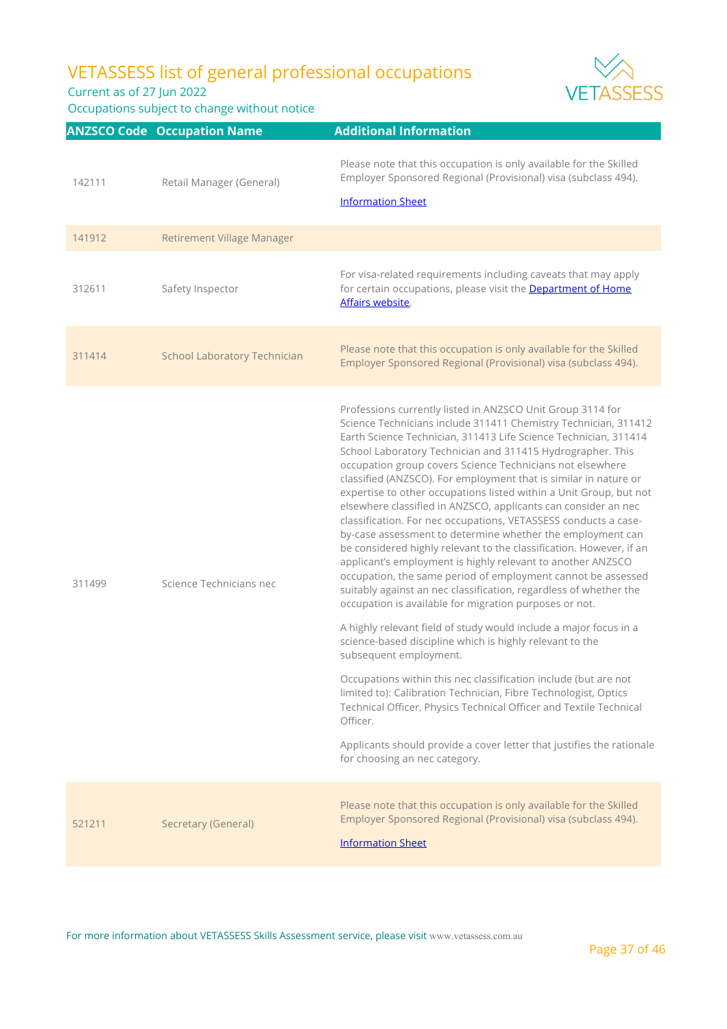# VETASSESS list of general professional occupations

Current as of 27 Jun 2022

Occupations subject to change without notice

| ANZSCO Code | Occupation Name | Additional Information |
|---|---|---|
| 142111 | Retail Manager (General) | Please note that this occupation is only available for the Skilled Employer Sponsored Regional (Provisional) visa (subclass 494).<br><br>Information Sheet |
| 141912 | Retirement Village Manager | |
| 312611 | Safety Inspector | For visa-related requirements including caveats that may apply for certain occupations, please visit the Department of Home Affairs website. |
| 311414 | School Laboratory Technician | Please note that this occupation is only available for the Skilled Employer Sponsored Regional (Provisional) visa (subclass 494). |
| 311499 | Science Technicians nec | Professions currently listed in ANZSCO Unit Group 3114 for Science Technicians include 311411 Chemistry Technician, 311412 Earth Science Technician, 311413 Life Science Technician, 311414 School Laboratory Technician and 311415 Hydrographer. This occupation group covers Science Technicians not elsewhere classified (ANZSCO). For employment that is similar in nature or expertise to other occupations listed within a Unit Group, but not elsewhere classified in ANZSCO, applicants can consider an nec classification. For nec occupations, VETASSESS conducts a case-by-case assessment to determine whether the employment can be considered highly relevant to the classification. However, if an applicant's employment is highly relevant to another ANZSCO occupation, the same period of employment cannot be assessed suitably against an nec classification, regardless of whether the occupation is available for migration purposes or not.<br><br>A highly relevant field of study would include a major focus in a science-based discipline which is highly relevant to the subsequent employment.<br><br>Occupations within this nec classification include (but are not limited to): Calibration Technician, Fibre Technologist, Optics Technical Officer, Physics Technical Officer and Textile Technical Officer.<br><br>Applicants should provide a cover letter that justifies the rationale for choosing an nec category. |
| 521211 | Secretary (General) | Please note that this occupation is only available for the Skilled Employer Sponsored Regional (Provisional) visa (subclass 494).<br><br>Information Sheet |

For more information about VETASSESS Skills Assessment service, please visit www.vetassess.com.au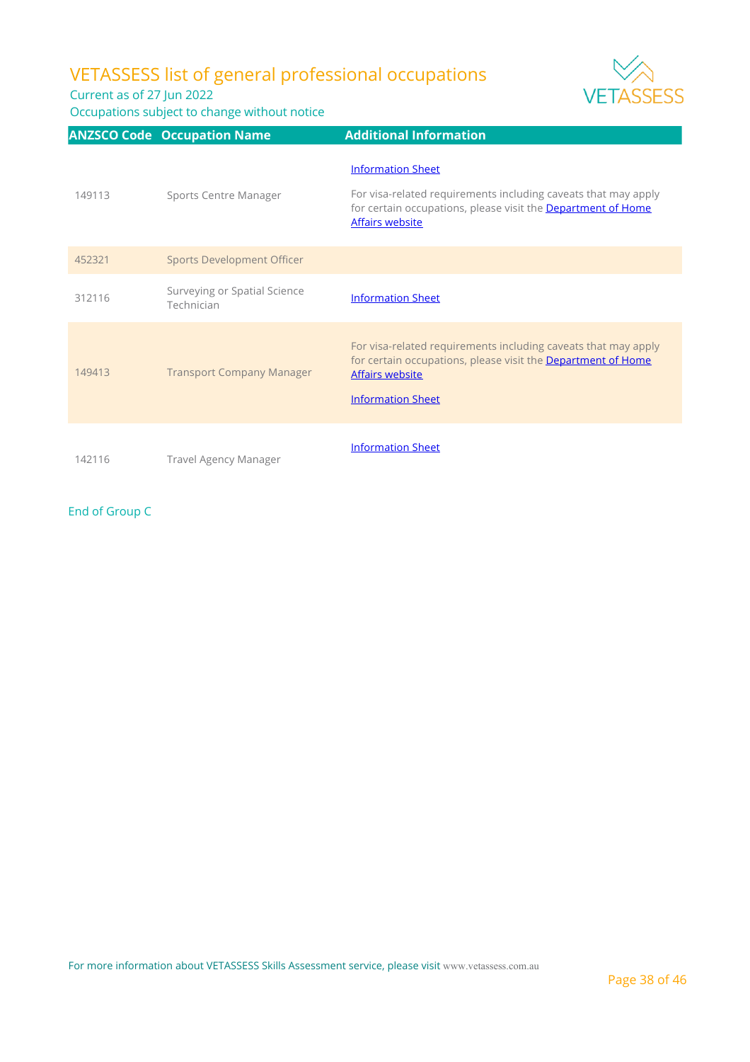| ANZSCO Code | Occupation Name | Additional Information |
| --- | --- | --- |
| 149113 | Sports Centre Manager | Information Sheet<br><br>For visa-related requirements including caveats that may apply for certain occupations, please visit the Department of Home Affairs website |
| 452321 | Sports Development Officer | |
| 312116 | Surveying or Spatial Science Technician | Information Sheet |
| 149413 | Transport Company Manager | For visa-related requirements including caveats that may apply for certain occupations, please visit the Department of Home Affairs website<br><br>Information Sheet |
| 142116 | Travel Agency Manager | Information Sheet |

End of Group C

For more information about VETASSESS Skills Assessment service, please visit www.vetassess.com.au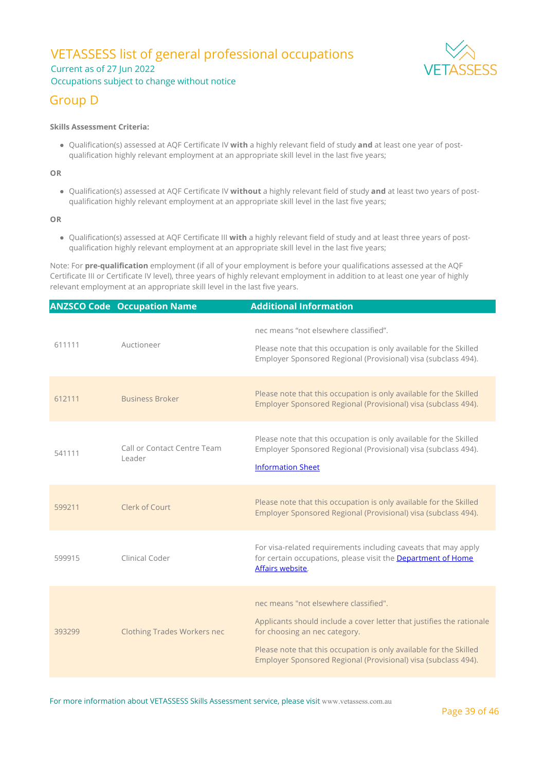# VETASSESS list of general professional occupations

Current as of 27 Jun 2022

Occupations subject to change without notice

## Group D

**Skills Assessment Criteria:**

- Qualification(s) assessed at AQF Certificate IV **with** a highly relevant field of study **and** at least one year of post-qualification highly relevant employment at an appropriate skill level in the last five years;

**OR**

- Qualification(s) assessed at AQF Certificate IV **without** a highly relevant field of study **and** at least two years of post-qualification highly relevant employment at an appropriate skill level in the last five years;

**OR**

- Qualification(s) assessed at AQF Certificate III **with** a highly relevant field of study and at least three years of post-qualification highly relevant employment at an appropriate skill level in the last five years;

Note: For **pre-qualification** employment (if all of your employment is before your qualifications assessed at the AQF Certificate III or Certificate IV level), three years of highly relevant employment in addition to at least one year of highly relevant employment at an appropriate skill level in the last five years.

| ANZSCO Code | Occupation Name | Additional Information |
|---|---|---|
| 611111 | Auctioneer | nec means "not elsewhere classified". Please note that this occupation is only available for the Skilled Employer Sponsored Regional (Provisional) visa (subclass 494). |
| 612111 | Business Broker | Please note that this occupation is only available for the Skilled Employer Sponsored Regional (Provisional) visa (subclass 494). |
| 541111 | Call or Contact Centre Team Leader | Please note that this occupation is only available for the Skilled Employer Sponsored Regional (Provisional) visa (subclass 494). [Information Sheet] |
| 599211 | Clerk of Court | Please note that this occupation is only available for the Skilled Employer Sponsored Regional (Provisional) visa (subclass 494). |
| 599915 | Clinical Coder | For visa-related requirements including caveats that may apply for certain occupations, please visit the [Department of Home Affairs website]. |
| 393299 | Clothing Trades Workers nec | nec means "not elsewhere classified". Applicants should include a cover letter that justifies the rationale for choosing an nec category. Please note that this occupation is only available for the Skilled Employer Sponsored Regional (Provisional) visa (subclass 494). |

For more information about VETASSESS Skills Assessment service, please visit www.vetassess.com.au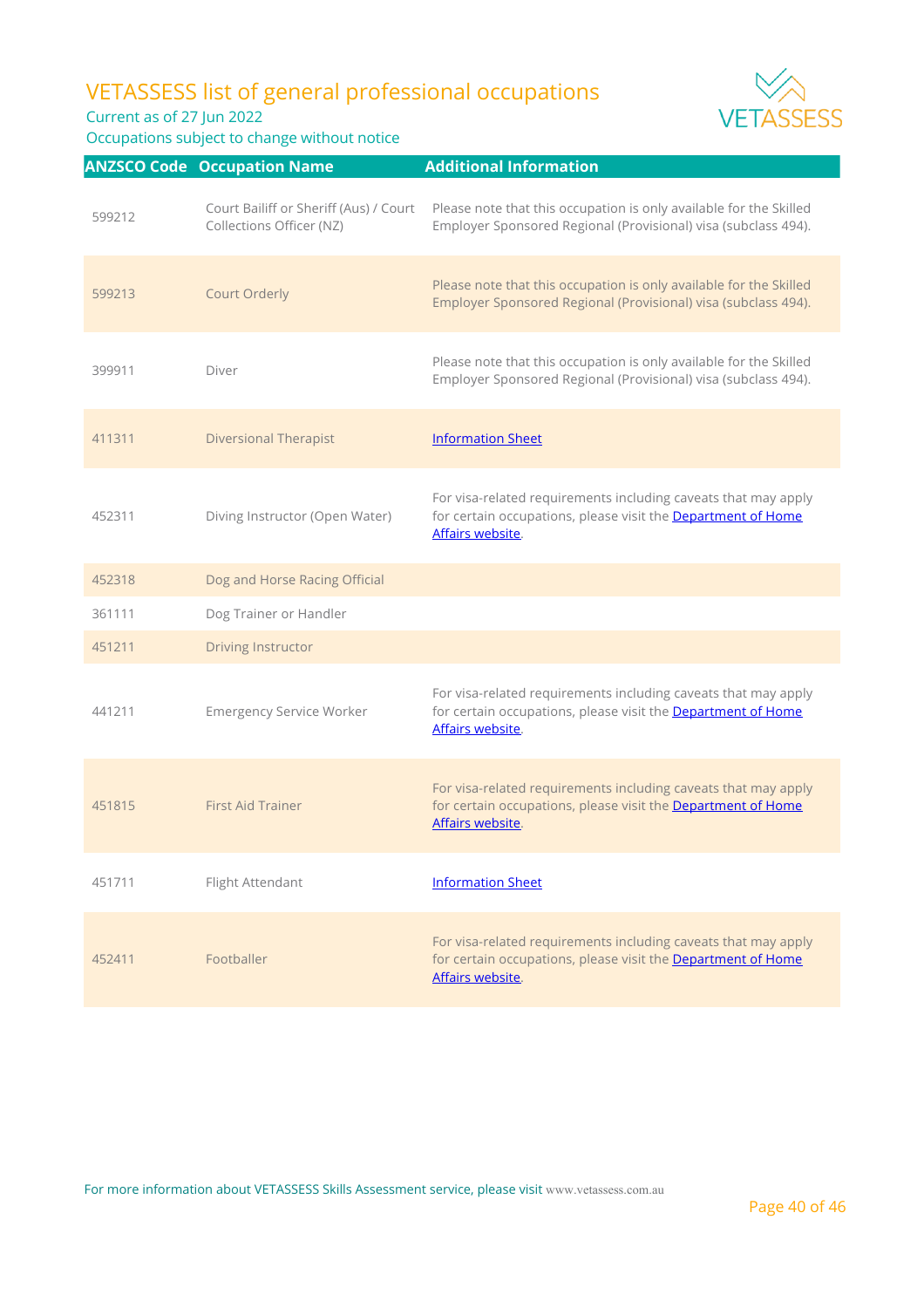# VETASSESS list of general professional occupations

Current as of 27 Jun 2022

Occupations subject to change without notice

| ANZSCO Code | Occupation Name | Additional Information |
|---|---|---|
| 599212 | Court Bailiff or Sheriff (Aus) / Court Collections Officer (NZ) | Please note that this occupation is only available for the Skilled Employer Sponsored Regional (Provisional) visa (subclass 494). |
| 599213 | Court Orderly | Please note that this occupation is only available for the Skilled Employer Sponsored Regional (Provisional) visa (subclass 494). |
| 399911 | Diver | Please note that this occupation is only available for the Skilled Employer Sponsored Regional (Provisional) visa (subclass 494). |
| 411311 | Diversional Therapist | Information Sheet |
| 452311 | Diving Instructor (Open Water) | For visa-related requirements including caveats that may apply for certain occupations, please visit the Department of Home Affairs website. |
| 452318 | Dog and Horse Racing Official | |
| 361111 | Dog Trainer or Handler | |
| 451211 | Driving Instructor | |
| 441211 | Emergency Service Worker | For visa-related requirements including caveats that may apply for certain occupations, please visit the Department of Home Affairs website. |
| 451815 | First Aid Trainer | For visa-related requirements including caveats that may apply for certain occupations, please visit the Department of Home Affairs website. |
| 451711 | Flight Attendant | Information Sheet |
| 452411 | Footballer | For visa-related requirements including caveats that may apply for certain occupations, please visit the Department of Home Affairs website. |

For more information about VETASSESS Skills Assessment service, please visit www.vetassess.com.au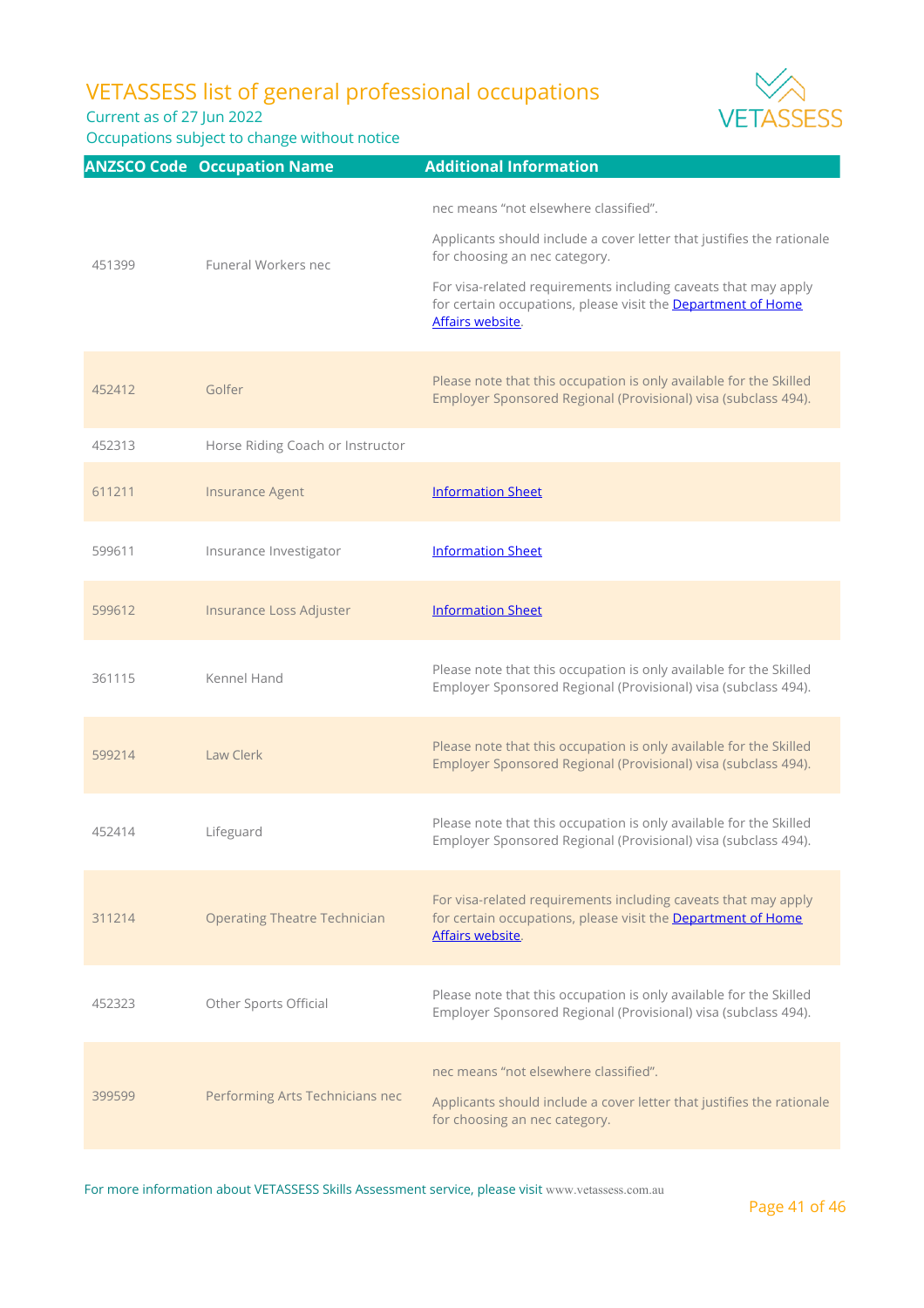# VETASSESS list of general professional occupations

Current as of 27 Jun 2022

Occupations subject to change without notice

| ANZSCO Code | Occupation Name | Additional Information |
|---|---|---|
| 451399 | Funeral Workers nec | nec means "not elsewhere classified". Applicants should include a cover letter that justifies the rationale for choosing an nec category. For visa-related requirements including caveats that may apply for certain occupations, please visit the Department of Home Affairs website. |
| 452412 | Golfer | Please note that this occupation is only available for the Skilled Employer Sponsored Regional (Provisional) visa (subclass 494). |
| 452313 | Horse Riding Coach or Instructor | |
| 611211 | Insurance Agent | Information Sheet |
| 599611 | Insurance Investigator | Information Sheet |
| 599612 | Insurance Loss Adjuster | Information Sheet |
| 361115 | Kennel Hand | Please note that this occupation is only available for the Skilled Employer Sponsored Regional (Provisional) visa (subclass 494). |
| 599214 | Law Clerk | Please note that this occupation is only available for the Skilled Employer Sponsored Regional (Provisional) visa (subclass 494). |
| 452414 | Lifeguard | Please note that this occupation is only available for the Skilled Employer Sponsored Regional (Provisional) visa (subclass 494). |
| 311214 | Operating Theatre Technician | For visa-related requirements including caveats that may apply for certain occupations, please visit the Department of Home Affairs website. |
| 452323 | Other Sports Official | Please note that this occupation is only available for the Skilled Employer Sponsored Regional (Provisional) visa (subclass 494). |
| 399599 | Performing Arts Technicians nec | nec means "not elsewhere classified". Applicants should include a cover letter that justifies the rationale for choosing an nec category. |

For more information about VETASSESS Skills Assessment service, please visit www.vetassess.com.au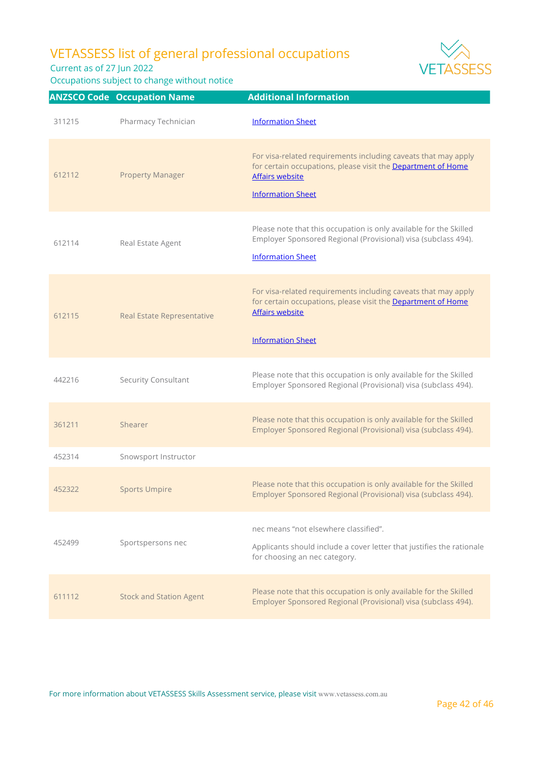# VETASSESS list of general professional occupations

Current as of 27 Jun 2022

Occupations subject to change without notice

| ANZSCO Code | Occupation Name | Additional Information |
| --- | --- | --- |
| 311215 | Pharmacy Technician | Information Sheet |
| 612112 | Property Manager | For visa-related requirements including caveats that may apply for certain occupations, please visit the Department of Home Affairs website<br><br>Information Sheet |
| 612114 | Real Estate Agent | Please note that this occupation is only available for the Skilled Employer Sponsored Regional (Provisional) visa (subclass 494).<br><br>Information Sheet |
| 612115 | Real Estate Representative | For visa-related requirements including caveats that may apply for certain occupations, please visit the Department of Home Affairs website<br><br>Information Sheet |
| 442216 | Security Consultant | Please note that this occupation is only available for the Skilled Employer Sponsored Regional (Provisional) visa (subclass 494). |
| 361211 | Shearer | Please note that this occupation is only available for the Skilled Employer Sponsored Regional (Provisional) visa (subclass 494). |
| 452314 | Snowsport Instructor | |
| 452322 | Sports Umpire | Please note that this occupation is only available for the Skilled Employer Sponsored Regional (Provisional) visa (subclass 494). |
| 452499 | Sportspersons nec | nec means "not elsewhere classified".<br><br>Applicants should include a cover letter that justifies the rationale for choosing an nec category. |
| 611112 | Stock and Station Agent | Please note that this occupation is only available for the Skilled Employer Sponsored Regional (Provisional) visa (subclass 494). |

For more information about VETASSESS Skills Assessment service, please visit www.vetassess.com.au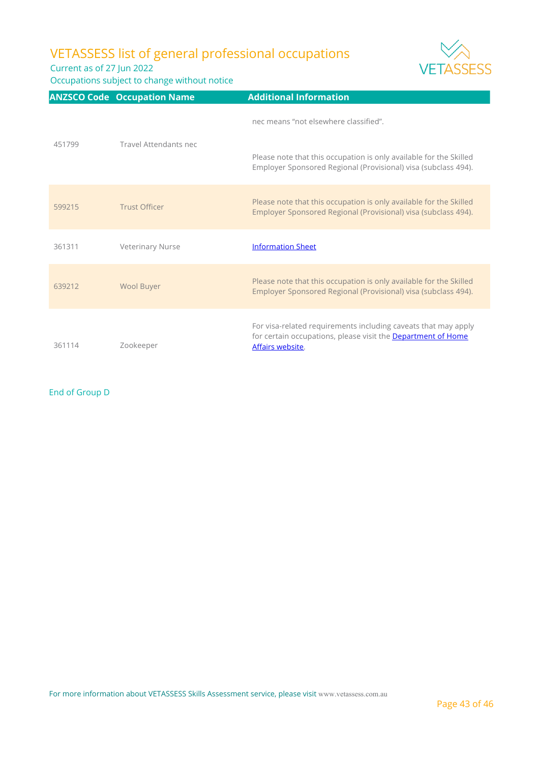| ANZSCO Code | Occupation Name | Additional Information |
| --- | --- | --- |
| 451799 | Travel Attendants nec | nec means "not elsewhere classified".<br><br>Please note that this occupation is only available for the Skilled Employer Sponsored Regional (Provisional) visa (subclass 494). |
| 599215 | Trust Officer | Please note that this occupation is only available for the Skilled Employer Sponsored Regional (Provisional) visa (subclass 494). |
| 361311 | Veterinary Nurse | Information Sheet |
| 639212 | Wool Buyer | Please note that this occupation is only available for the Skilled Employer Sponsored Regional (Provisional) visa (subclass 494). |
| 361114 | Zookeeper | For visa-related requirements including caveats that may apply for certain occupations, please visit the Department of Home Affairs website. |

End of Group D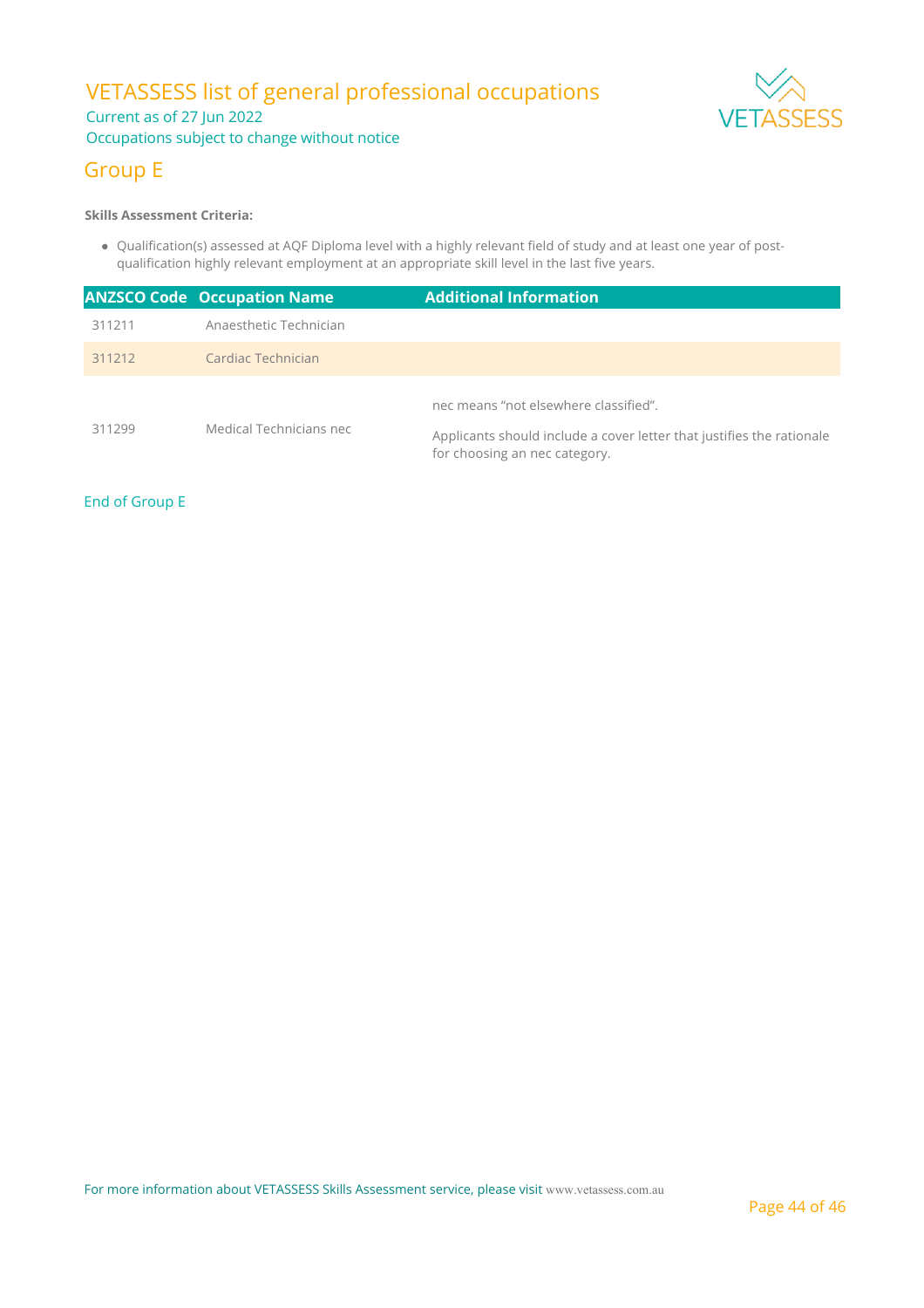# VETASSESS list of general professional occupations

Current as of 27 Jun 2022

Occupations subject to change without notice

## Group E

**Skills Assessment Criteria:**

- Qualification(s) assessed at AQF Diploma level with a highly relevant field of study and at least one year of post-qualification highly relevant employment at an appropriate skill level in the last five years.

| ANZSCO Code | Occupation Name | Additional Information |
| --- | --- | --- |
| 311211 | Anaesthetic Technician | |
| 311212 | Cardiac Technician | |
| 311299 | Medical Technicians nec | nec means “not elsewhere classified”.<br><br>Applicants should include a cover letter that justifies the rationale for choosing an nec category. |

End of Group E

For more information about VETASSESS Skills Assessment service, please visit www.vetassess.com.au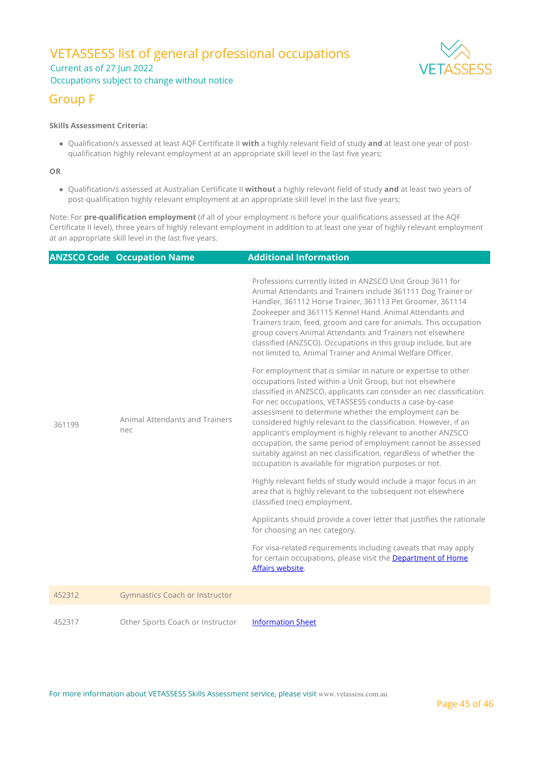# VETASSESS list of general professional occupations

Current as of 27 Jun 2022

Occupations subject to change without notice

## Group F

**Skills Assessment Criteria:**

- Qualification/s assessed at least AQF Certificate II **with** a highly relevant field of study **and** at least one year of post-qualification highly relevant employment at an appropriate skill level in the last five years;

**OR**

- Qualification/s assessed at Australian Certificate II **without** a highly relevant field of study **and** at least two years of post-qualification highly relevant employment at an appropriate skill level in the last five years;

Note: For **pre-qualification employment** (if all of your employment is before your qualifications assessed at the AQF Certificate II level), three years of highly relevant employment in addition to at least one year of highly relevant employment at an appropriate skill level in the last five years.

| ANZSCO Code | Occupation Name | Additional Information |
|---|---|---|
| 361199 | Animal Attendants and Trainers nec | Professions currently listed in ANZSCO Unit Group 3611 for Animal Attendants and Trainers include 361111 Dog Trainer or Handler, 361112 Horse Trainer, 361113 Pet Groomer, 361114 Zookeeper and 361115 Kennel Hand. Animal Attendants and Trainers train, feed, groom and care for animals. This occupation group covers Animal Attendants and Trainers not elsewhere classified (ANZSCO). Occupations in this group include, but are not limited to, Animal Trainer and Animal Welfare Officer.<br><br>For employment that is similar in nature or expertise to other occupations listed within a Unit Group, but not elsewhere classified in ANZSCO, applicants can consider an nec classification. For nec occupations, VETASSESS conducts a case-by-case assessment to determine whether the employment can be considered highly relevant to the classification. However, if an applicant's employment is highly relevant to another ANZSCO occupation, the same period of employment cannot be assessed suitably against an nec classification, regardless of whether the occupation is available for migration purposes or not.<br><br>Highly relevant fields of study would include a major focus in an area that is highly relevant to the subsequent not elsewhere classified (nec) employment.<br><br>Applicants should provide a cover letter that justifies the rationale for choosing an nec category.<br><br>For visa-related requirements including caveats that may apply for certain occupations, please visit the [Department of Home Affairs website](). |
| 452312 | Gymnastics Coach or Instructor | |
| 452317 | Other Sports Coach or Instructor | [Information Sheet]() |

For more information about VETASSESS Skills Assessment service, please visit www.vetassess.com.au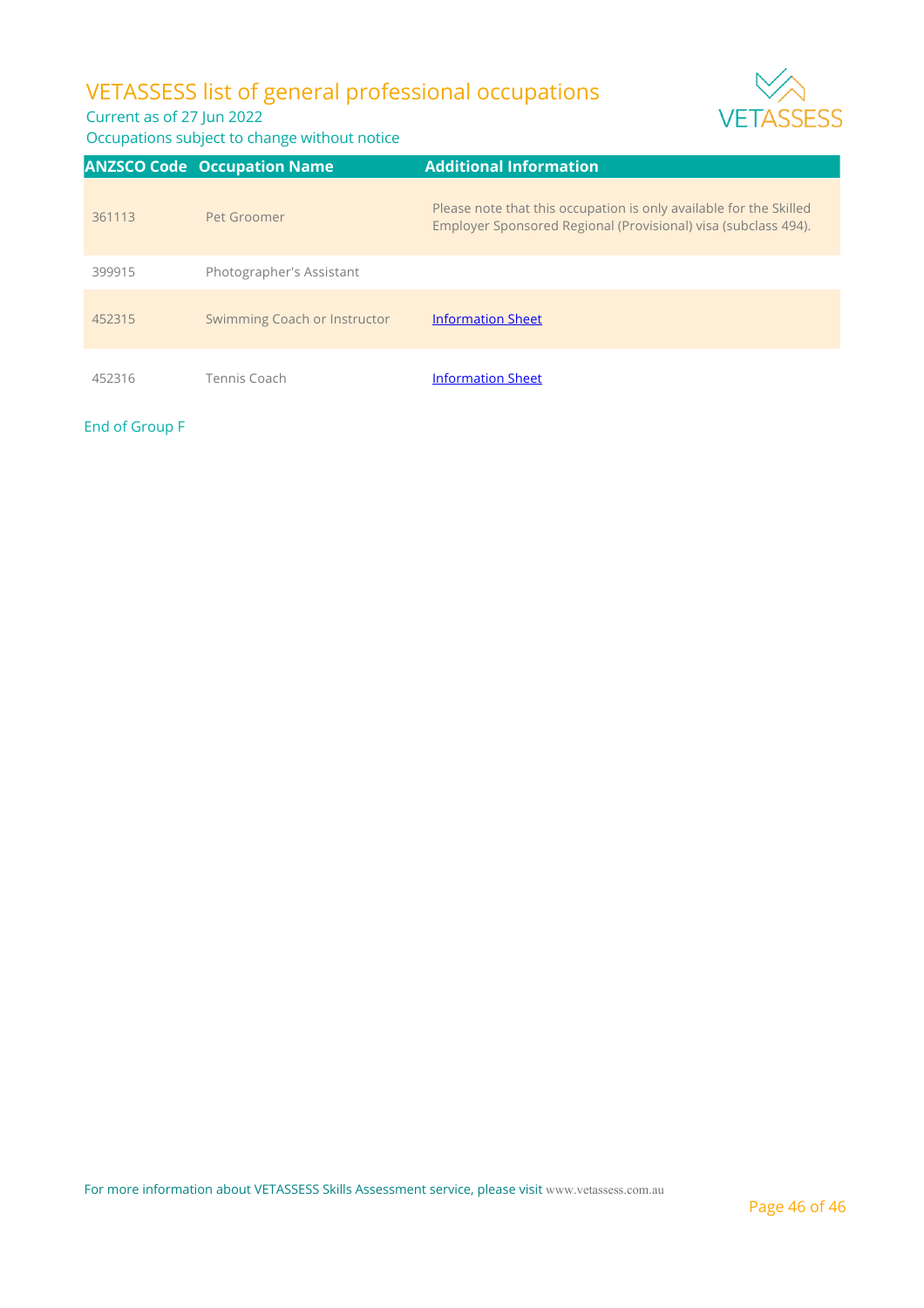| ANZSCO Code | Occupation Name | Additional Information |
|---|---|---|
| 361113 | Pet Groomer | Please note that this occupation is only available for the Skilled Employer Sponsored Regional (Provisional) visa (subclass 494). |
| 399915 | Photographer's Assistant | |
| 452315 | Swimming Coach or Instructor | Information Sheet |
| 452316 | Tennis Coach | Information Sheet |

End of Group F

For more information about VETASSESS Skills Assessment service, please visit www.vetassess.com.au